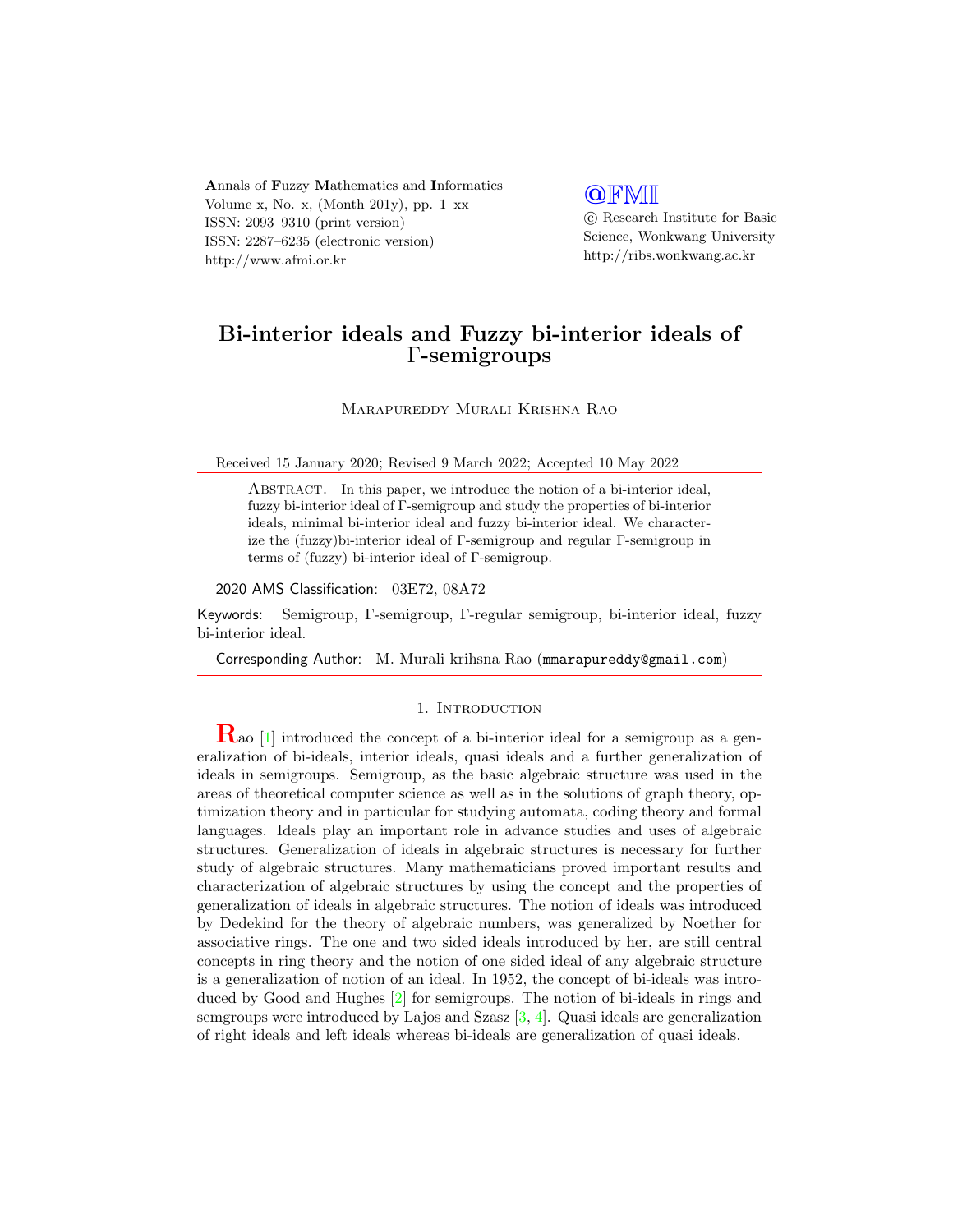**A**nnals of **F**uzzy **M**athematics and **I**nformatics
Volume x, No. x, (Month 201y), pp. 1–xx
ISSN: 2093–9310 (print version)
ISSN: 2287–6235 (electronic version)
http://www.afmi.or.kr

@FMI
© Research Institute for Basic Science, Wonkwang University
http://ribs.wonkwang.ac.kr

# Bi-interior ideals and Fuzzy bi-interior ideals of Γ-semigroups

Marapureddy Murali Krishna Rao

Received 15 January 2020; Revised 9 March 2022; Accepted 10 May 2022

Abstract. In this paper, we introduce the notion of a bi-interior ideal, fuzzy bi-interior ideal of Γ-semigroup and study the properties of bi-interior ideals, minimal bi-interior ideal and fuzzy bi-interior ideal. We characterize the (fuzzy)bi-interior ideal of Γ-semigroup and regular Γ-semigroup in terms of (fuzzy) bi-interior ideal of Γ-semigroup.

2020 AMS Classification: 03E72, 08A72

Keywords: Semigroup, Γ-semigroup, Γ-regular semigroup, bi-interior ideal, fuzzy bi-interior ideal.

Corresponding Author: M. Murali krihsna Rao (mmarapureddy@gmail.com)

## 1. Introduction

Rao [1] introduced the concept of a bi-interior ideal for a semigroup as a generalization of bi-ideals, interior ideals, quasi ideals and a further generalization of ideals in semigroups. Semigroup, as the basic algebraic structure was used in the areas of theoretical computer science as well as in the solutions of graph theory, optimization theory and in particular for studying automata, coding theory and formal languages. Ideals play an important role in advance studies and uses of algebraic structures. Generalization of ideals in algebraic structures is necessary for further study of algebraic structures. Many mathematicians proved important results and characterization of algebraic structures by using the concept and the properties of generalization of ideals in algebraic structures. The notion of ideals was introduced by Dedekind for the theory of algebraic numbers, was generalized by Noether for associative rings. The one and two sided ideals introduced by her, are still central concepts in ring theory and the notion of one sided ideal of any algebraic structure is a generalization of notion of an ideal. In 1952, the concept of bi-ideals was introduced by Good and Hughes [2] for semigroups. The notion of bi-ideals in rings and semgroups were introduced by Lajos and Szasz [3, 4]. Quasi ideals are generalization of right ideals and left ideals whereas bi-ideals are generalization of quasi ideals.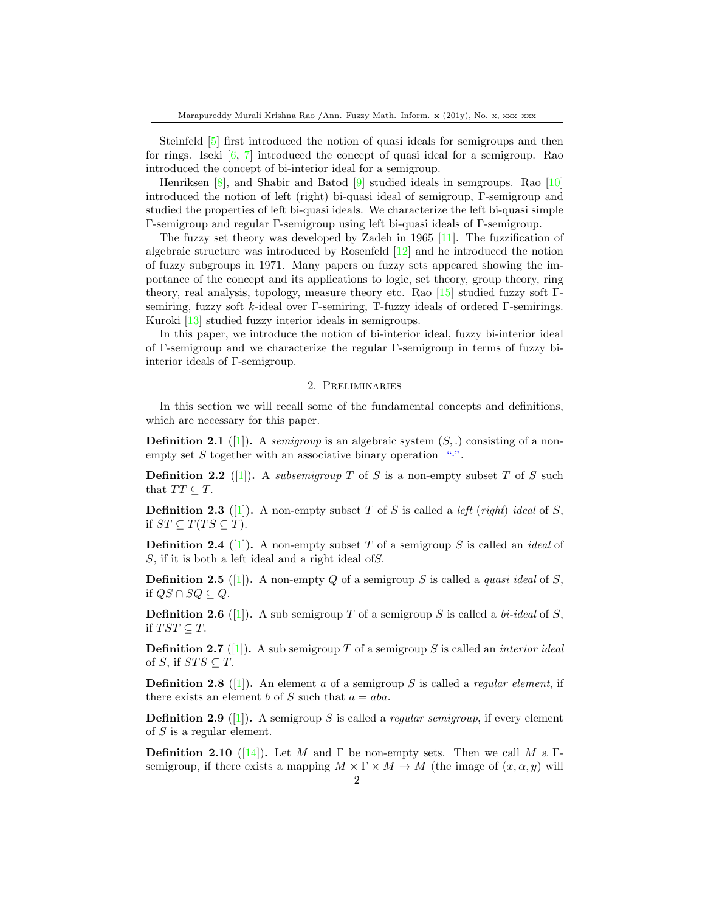Steinfeld [5] first introduced the notion of quasi ideals for semigroups and then for rings. Iseki [6, 7] introduced the concept of quasi ideal for a semigroup. Rao introduced the concept of bi-interior ideal for a semigroup.

Henriksen [8], and Shabir and Batod [9] studied ideals in semgroups. Rao [10] introduced the notion of left (right) bi-quasi ideal of semigroup, Γ-semigroup and studied the properties of left bi-quasi ideals. We characterize the left bi-quasi simple Γ-semigroup and regular Γ-semigroup using left bi-quasi ideals of Γ-semigroup.

The fuzzy set theory was developed by Zadeh in 1965 [11]. The fuzzification of algebraic structure was introduced by Rosenfeld [12] and he introduced the notion of fuzzy subgroups in 1971. Many papers on fuzzy sets appeared showing the importance of the concept and its applications to logic, set theory, group theory, ring theory, real analysis, topology, measure theory etc. Rao [15] studied fuzzy soft Γ-semiring, fuzzy soft $k$-ideal over Γ-semiring, T-fuzzy ideals of ordered Γ-semirings. Kuroki [13] studied fuzzy interior ideals in semigroups.

In this paper, we introduce the notion of bi-interior ideal, fuzzy bi-interior ideal of Γ-semigroup and we characterize the regular Γ-semigroup in terms of fuzzy bi-interior ideals of Γ-semigroup.

## 2. Preliminaries

In this section we will recall some of the fundamental concepts and definitions, which are necessary for this paper.

**Definition 2.1** ([1]). A *semigroup* is an algebraic system $(S, .)$ consisting of a non-empty set $S$ together with an associative binary operation "$\cdot$".

**Definition 2.2** ([1]). A *subsemigroup* $T$ of $S$ is a non-empty subset $T$ of $S$ such that $TT \subseteq T$.

**Definition 2.3** ([1]). A non-empty subset $T$ of $S$ is called a *left* (*right*) *ideal* of $S$, if $ST \subseteq T (TS \subseteq T)$.

**Definition 2.4** ([1]). A non-empty subset $T$ of a semigroup $S$ is called an *ideal* of $S$, if it is both a left ideal and a right ideal of$S$.

**Definition 2.5** ([1]). A non-empty $Q$ of a semigroup $S$ is called a *quasi ideal* of $S$, if $QS \cap SQ \subseteq Q$.

**Definition 2.6** ([1]). A sub semigroup $T$ of a semigroup $S$ is called a *bi-ideal* of $S$, if $TST \subseteq T$.

**Definition 2.7** ([1]). A sub semigroup $T$ of a semigroup $S$ is called an *interior ideal* of $S$, if $STS \subseteq T$.

**Definition 2.8** ([1]). An element $a$ of a semigroup $S$ is called a *regular element*, if there exists an element $b$ of $S$ such that $a = aba$.

**Definition 2.9** ([1]). A semigroup $S$ is called a *regular semigroup*, if every element of $S$ is a regular element.

**Definition 2.10** ([14]). Let $M$ and Γ be non-empty sets. Then we call $M$ a Γ-semigroup, if there exists a mapping $M \times \Gamma \times M \to M$ (the image of $(x, \alpha, y)$ will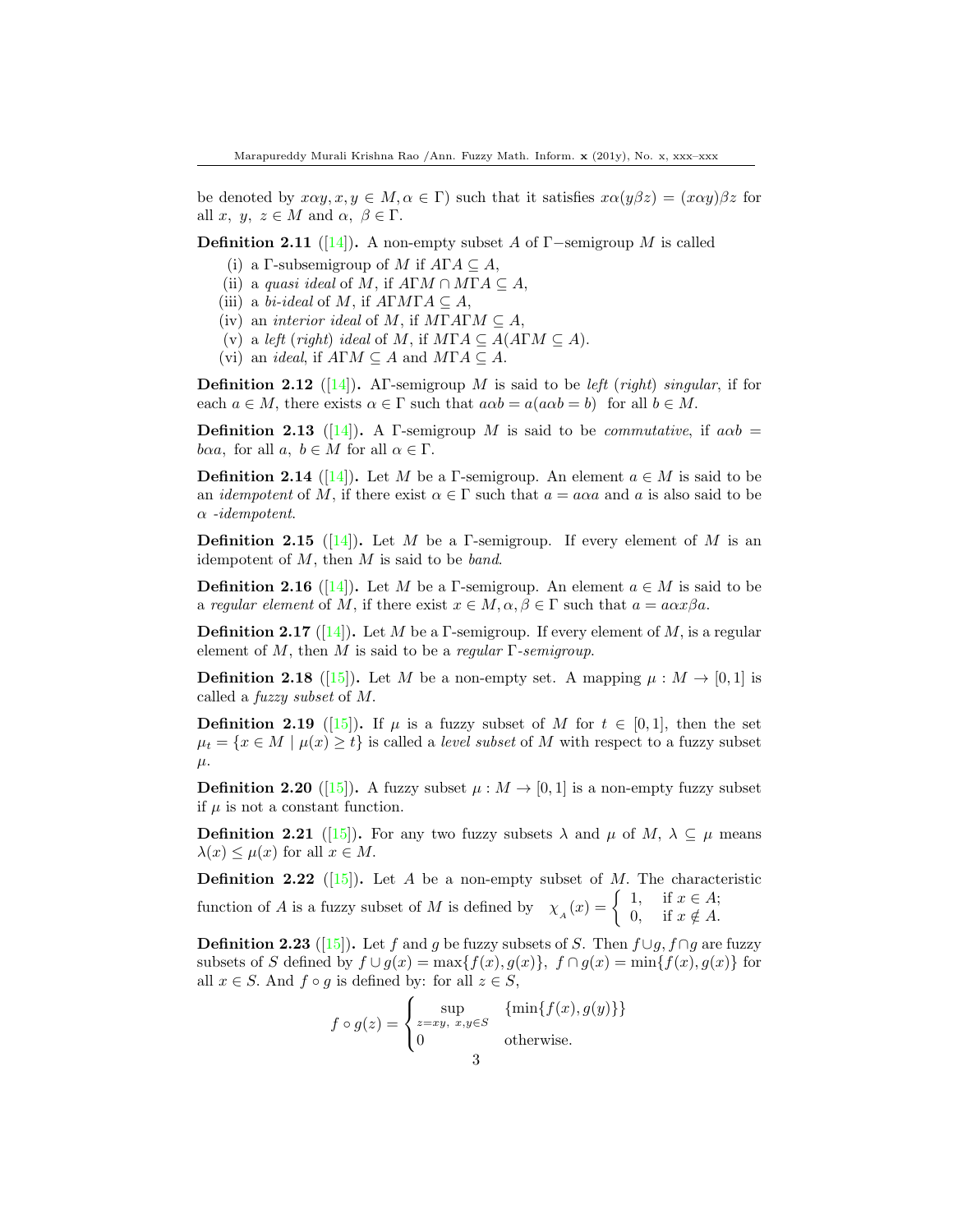be denoted by $x\alpha y, x, y \in M, \alpha \in \Gamma$) such that it satisfies $x\alpha(y\beta z) = (x\alpha y)\beta z$ for all $x,\ y,\ z \in M$ and $\alpha,\ \beta \in \Gamma$.

**Definition 2.11** ([14]). A non-empty subset $A$ of $\Gamma-$semigroup $M$ is called

- (i) a $\Gamma$-subsemigroup of $M$ if $A\Gamma A \subseteq A$,
- (ii) a *quasi ideal* of $M$, if $A\Gamma M \cap M\Gamma A \subseteq A$,
- (iii) a *bi-ideal* of $M$, if $A\Gamma M\Gamma A \subseteq A$,
- (iv) an *interior ideal* of $M$, if $M\Gamma A\Gamma M \subseteq A$,
- (v) a *left* (*right*) *ideal* of $M$, if $M\Gamma A \subseteq A(A\Gamma M \subseteq A)$.
- (vi) an *ideal*, if $A\Gamma M \subseteq A$ and $M\Gamma A \subseteq A$.

**Definition 2.12** ([14]). A$\Gamma$-semigroup $M$ is said to be *left* (*right*) *singular*, if for each $a \in M$, there exists $\alpha \in \Gamma$ such that $a\alpha b = a(a\alpha b = b)$ for all $b \in M$.

**Definition 2.13** ([14]). A $\Gamma$-semigroup $M$ is said to be *commutative*, if $a\alpha b = b\alpha a$, for all $a,\ b \in M$ for all $\alpha \in \Gamma$.

**Definition 2.14** ([14]). Let $M$ be a $\Gamma$-semigroup. An element $a \in M$ is said to be an *idempotent* of $M$, if there exist $\alpha \in \Gamma$ such that $a = a\alpha a$ and $a$ is also said to be $\alpha$ *-idempotent*.

**Definition 2.15** ([14]). Let $M$ be a $\Gamma$-semigroup. If every element of $M$ is an idempotent of $M$, then $M$ is said to be *band*.

**Definition 2.16** ([14]). Let $M$ be a $\Gamma$-semigroup. An element $a \in M$ is said to be a *regular element* of $M$, if there exist $x \in M, \alpha, \beta \in \Gamma$ such that $a = a\alpha x\beta a$.

**Definition 2.17** ([14]). Let $M$ be a $\Gamma$-semigroup. If every element of $M$, is a regular element of $M$, then $M$ is said to be a *regular* $\Gamma$*-semigroup*.

**Definition 2.18** ([15]). Let $M$ be a non-empty set. A mapping $\mu : M \to [0, 1]$ is called a *fuzzy subset* of $M$.

**Definition 2.19** ([15]). If $\mu$ is a fuzzy subset of $M$ for $t \in [0, 1]$, then the set $\mu_t = \{x \in M \mid \mu(x) \geq t\}$ is called a *level subset* of $M$ with respect to a fuzzy subset $\mu$.

**Definition 2.20** ([15]). A fuzzy subset $\mu : M \to [0, 1]$ is a non-empty fuzzy subset if $\mu$ is not a constant function.

**Definition 2.21** ([15]). For any two fuzzy subsets $\lambda$ and $\mu$ of $M$, $\lambda \subseteq \mu$ means $\lambda(x) \leq \mu(x)$ for all $x \in M$.

**Definition 2.22** ([15]). Let $A$ be a non-empty subset of $M$. The characteristic function of $A$ is a fuzzy subset of $M$ is defined by $\chi_{_A}(x) = \begin{cases} 1, & \text{if } x \in A; \\ 0, & \text{if } x \notin A. \end{cases}$

**Definition 2.23** ([15]). Let $f$ and $g$ be fuzzy subsets of $S$. Then $f \cup g, f \cap g$ are fuzzy subsets of $S$ defined by $f \cup g(x) = \max\{f(x), g(x)\},\ f \cap g(x) = \min\{f(x), g(x)\}$ for all $x \in S$. And $f \circ g$ is defined by: for all $z \in S$,

$$f \circ g(z) = \begin{cases} \sup\limits_{z=xy,\ x,y \in S} & \{\min\{f(x), g(y)\}\} \\ 0 & \text{otherwise.} \end{cases}$$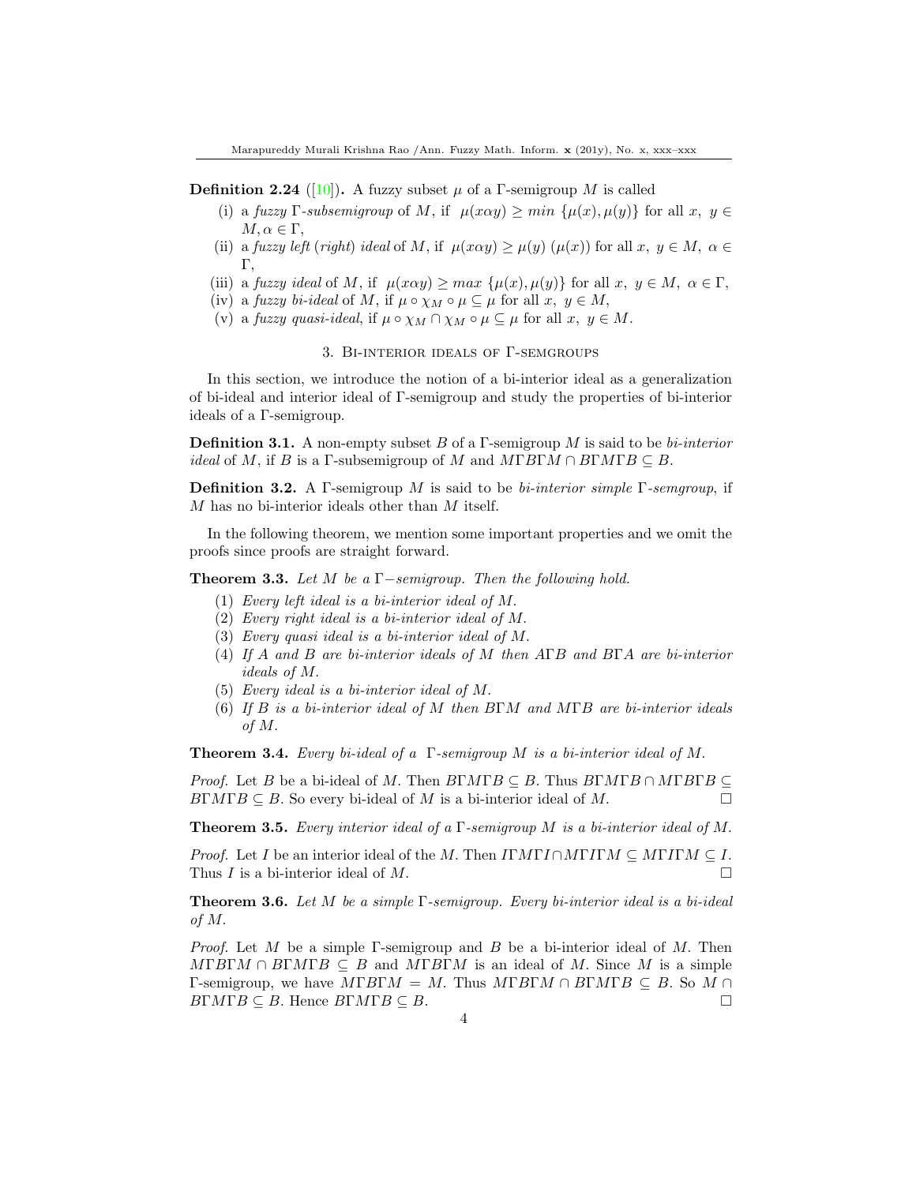**Definition 2.24** ([10])**.** A fuzzy subset $\mu$ of a $\Gamma$-semigroup $M$ is called

(i) a *fuzzy $\Gamma$-subsemigroup* of $M$, if $\mu(x\alpha y) \geq min\ \{\mu(x), \mu(y)\}$ for all $x,\ y \in M, \alpha \in \Gamma$,
(ii) a *fuzzy left (right) ideal* of $M$, if $\mu(x\alpha y) \geq \mu(y)\ (\mu(x))$ for all $x,\ y \in M,\ \alpha \in \Gamma$,
(iii) a *fuzzy ideal* of $M$, if $\mu(x\alpha y) \geq max\ \{\mu(x), \mu(y)\}$ for all $x,\ y \in M,\ \alpha \in \Gamma$,
(iv) a *fuzzy bi-ideal* of $M$, if $\mu \circ \chi_M \circ \mu \subseteq \mu$ for all $x,\ y \in M$,
(v) a *fuzzy quasi-ideal*, if $\mu \circ \chi_M \cap \chi_M \circ \mu \subseteq \mu$ for all $x,\ y \in M$.

## 3. Bi-interior ideals of Γ-semgroups

In this section, we introduce the notion of a bi-interior ideal as a generalization of bi-ideal and interior ideal of Γ-semigroup and study the properties of bi-interior ideals of a Γ-semigroup.

**Definition 3.1.** A non-empty subset $B$ of a $\Gamma$-semigroup $M$ is said to be *bi-interior ideal* of $M$, if $B$ is a $\Gamma$-subsemigroup of $M$ and $M\Gamma B\Gamma M \cap B\Gamma M\Gamma B \subseteq B$.

**Definition 3.2.** A $\Gamma$-semigroup $M$ is said to be *bi-interior simple $\Gamma$-semgroup*, if $M$ has no bi-interior ideals other than $M$ itself.

In the following theorem, we mention some important properties and we omit the proofs since proofs are straight forward.

**Theorem 3.3.** *Let $M$ be a $\Gamma-$semigroup. Then the following hold.*

1. *Every left ideal is a bi-interior ideal of $M$.*
2. *Every right ideal is a bi-interior ideal of $M$.*
3. *Every quasi ideal is a bi-interior ideal of $M$.*
4. *If $A$ and $B$ are bi-interior ideals of $M$ then $A\Gamma B$ and $B\Gamma A$ are bi-interior ideals of $M$.*
5. *Every ideal is a bi-interior ideal of $M$.*
6. *If $B$ is a bi-interior ideal of $M$ then $B\Gamma M$ and $M\Gamma B$ are bi-interior ideals of $M$.*

**Theorem 3.4.** *Every bi-ideal of a $\Gamma$-semigroup $M$ is a bi-interior ideal of $M$.*

*Proof.* Let $B$ be a bi-ideal of $M$. Then $B\Gamma M\Gamma B \subseteq B$. Thus $B\Gamma M\Gamma B \cap M\Gamma B\Gamma B \subseteq B\Gamma M\Gamma B \subseteq B$. So every bi-ideal of $M$ is a bi-interior ideal of $M$. □

**Theorem 3.5.** *Every interior ideal of a $\Gamma$-semigroup $M$ is a bi-interior ideal of $M$.*

*Proof.* Let $I$ be an interior ideal of the $M$. Then $I\Gamma M\Gamma I \cap M\Gamma I\Gamma M \subseteq M\Gamma I\Gamma M \subseteq I$. Thus $I$ is a bi-interior ideal of $M$. □

**Theorem 3.6.** *Let $M$ be a simple $\Gamma$-semigroup. Every bi-interior ideal is a bi-ideal of $M$.*

*Proof.* Let $M$ be a simple $\Gamma$-semigroup and $B$ be a bi-interior ideal of $M$. Then $M\Gamma B\Gamma M \cap B\Gamma M\Gamma B \subseteq B$ and $M\Gamma B\Gamma M$ is an ideal of $M$. Since $M$ is a simple $\Gamma$-semigroup, we have $M\Gamma B\Gamma M = M$. Thus $M\Gamma B\Gamma M \cap B\Gamma M\Gamma B \subseteq B$. So $M \cap B\Gamma M\Gamma B \subseteq B$. Hence $B\Gamma M\Gamma B \subseteq B$. □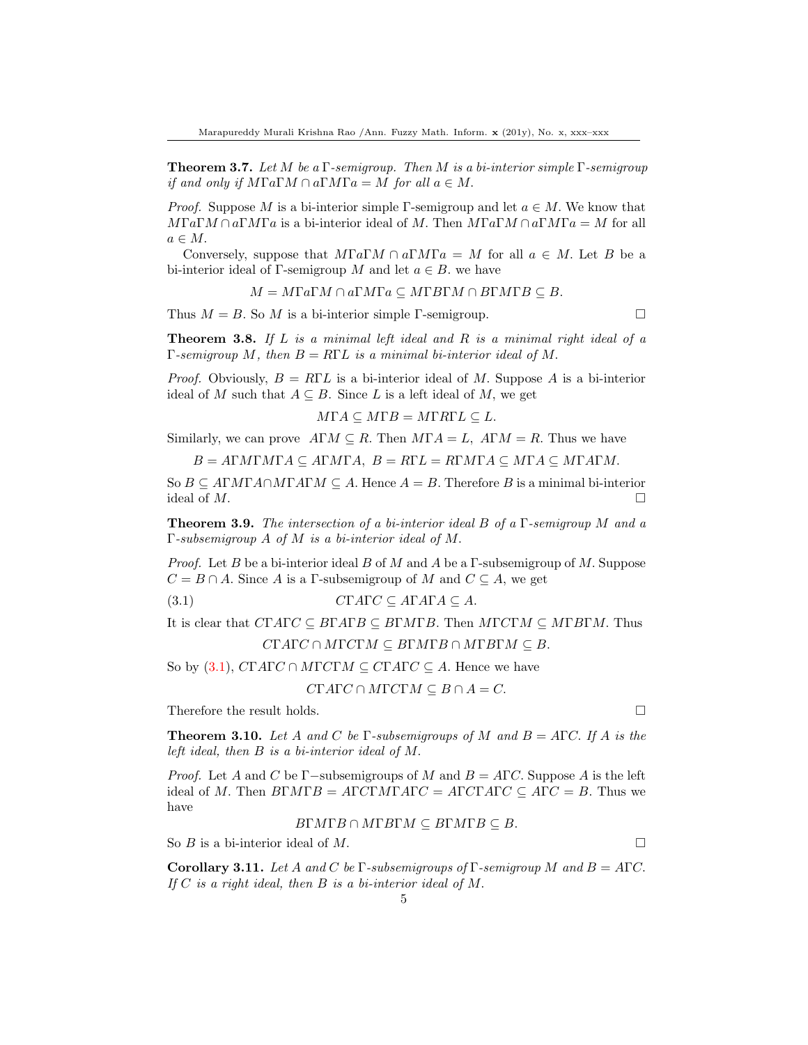**Theorem 3.7.** *Let $M$ be a $\Gamma$-semigroup. Then $M$ is a bi-interior simple $\Gamma$-semigroup if and only if $M\Gamma a\Gamma M \cap a\Gamma M\Gamma a = M$ for all $a \in M$.*

*Proof.* Suppose $M$ is a bi-interior simple $\Gamma$-semigroup and let $a \in M$. We know that $M\Gamma a\Gamma M \cap a\Gamma M\Gamma a$ is a bi-interior ideal of $M$. Then $M\Gamma a\Gamma M \cap a\Gamma M\Gamma a = M$ for all $a \in M$.

Conversely, suppose that $M\Gamma a\Gamma M \cap a\Gamma M\Gamma a = M$ for all $a \in M$. Let $B$ be a bi-interior ideal of $\Gamma$-semigroup $M$ and let $a \in B$. we have

$$M = M\Gamma a\Gamma M \cap a\Gamma M\Gamma a \subseteq M\Gamma B\Gamma M \cap B\Gamma M\Gamma B \subseteq B.$$

Thus $M = B$. So $M$ is a bi-interior simple $\Gamma$-semigroup. □

**Theorem 3.8.** *If $L$ is a minimal left ideal and $R$ is a minimal right ideal of a $\Gamma$-semigroup $M$, then $B = R\Gamma L$ is a minimal bi-interior ideal of $M$.*

*Proof.* Obviously, $B = R\Gamma L$ is a bi-interior ideal of $M$. Suppose $A$ is a bi-interior ideal of $M$ such that $A \subseteq B$. Since $L$ is a left ideal of $M$, we get

$$M\Gamma A \subseteq M\Gamma B = M\Gamma R\Gamma L \subseteq L.$$

Similarly, we can prove $A\Gamma M \subseteq R$. Then $M\Gamma A = L,\ A\Gamma M = R$. Thus we have

$$B = A\Gamma M\Gamma M\Gamma A \subseteq A\Gamma M\Gamma A,\ B = R\Gamma L = R\Gamma M\Gamma A \subseteq M\Gamma A \subseteq M\Gamma A\Gamma M.$$

So $B \subseteq A\Gamma M\Gamma A \cap M\Gamma A\Gamma M \subseteq A$. Hence $A = B$. Therefore $B$ is a minimal bi-interior ideal of $M$. □

**Theorem 3.9.** *The intersection of a bi-interior ideal $B$ of a $\Gamma$-semigroup $M$ and a $\Gamma$-subsemigroup $A$ of $M$ is a bi-interior ideal of $M$.*

*Proof.* Let $B$ be a bi-interior ideal $B$ of $M$ and $A$ be a $\Gamma$-subsemigroup of $M$. Suppose $C = B \cap A$. Since $A$ is a $\Gamma$-subsemigroup of $M$ and $C \subseteq A$, we get

$$C\Gamma A\Gamma C \subseteq A\Gamma A\Gamma A \subseteq A. \tag{3.1}$$

It is clear that $C\Gamma A\Gamma C \subseteq B\Gamma A\Gamma B \subseteq B\Gamma M\Gamma B$. Then $M\Gamma C\Gamma M \subseteq M\Gamma B\Gamma M$. Thus

$$C\Gamma A\Gamma C \cap M\Gamma C\Gamma M \subseteq B\Gamma M\Gamma B \cap M\Gamma B\Gamma M \subseteq B.$$

So by (3.1), $C\Gamma A\Gamma C \cap M\Gamma C\Gamma M \subseteq C\Gamma A\Gamma C \subseteq A$. Hence we have

$$C\Gamma A\Gamma C \cap M\Gamma C\Gamma M \subseteq B \cap A = C.$$

Therefore the result holds. □

**Theorem 3.10.** *Let $A$ and $C$ be $\Gamma$-subsemigroups of $M$ and $B = A\Gamma C$. If $A$ is the left ideal, then $B$ is a bi-interior ideal of $M$.*

*Proof.* Let $A$ and $C$ be $\Gamma-$subsemigroups of $M$ and $B = A\Gamma C$. Suppose $A$ is the left ideal of $M$. Then $B\Gamma M\Gamma B = A\Gamma C\Gamma M\Gamma A\Gamma C = A\Gamma C\Gamma A\Gamma C \subseteq A\Gamma C = B$. Thus we have

$$B\Gamma M\Gamma B \cap M\Gamma B\Gamma M \subseteq B\Gamma M\Gamma B \subseteq B.$$

So $B$ is a bi-interior ideal of $M$. □

**Corollary 3.11.** *Let $A$ and $C$ be $\Gamma$-subsemigroups of $\Gamma$-semigroup $M$ and $B = A\Gamma C$. If $C$ is a right ideal, then $B$ is a bi-interior ideal of $M$.*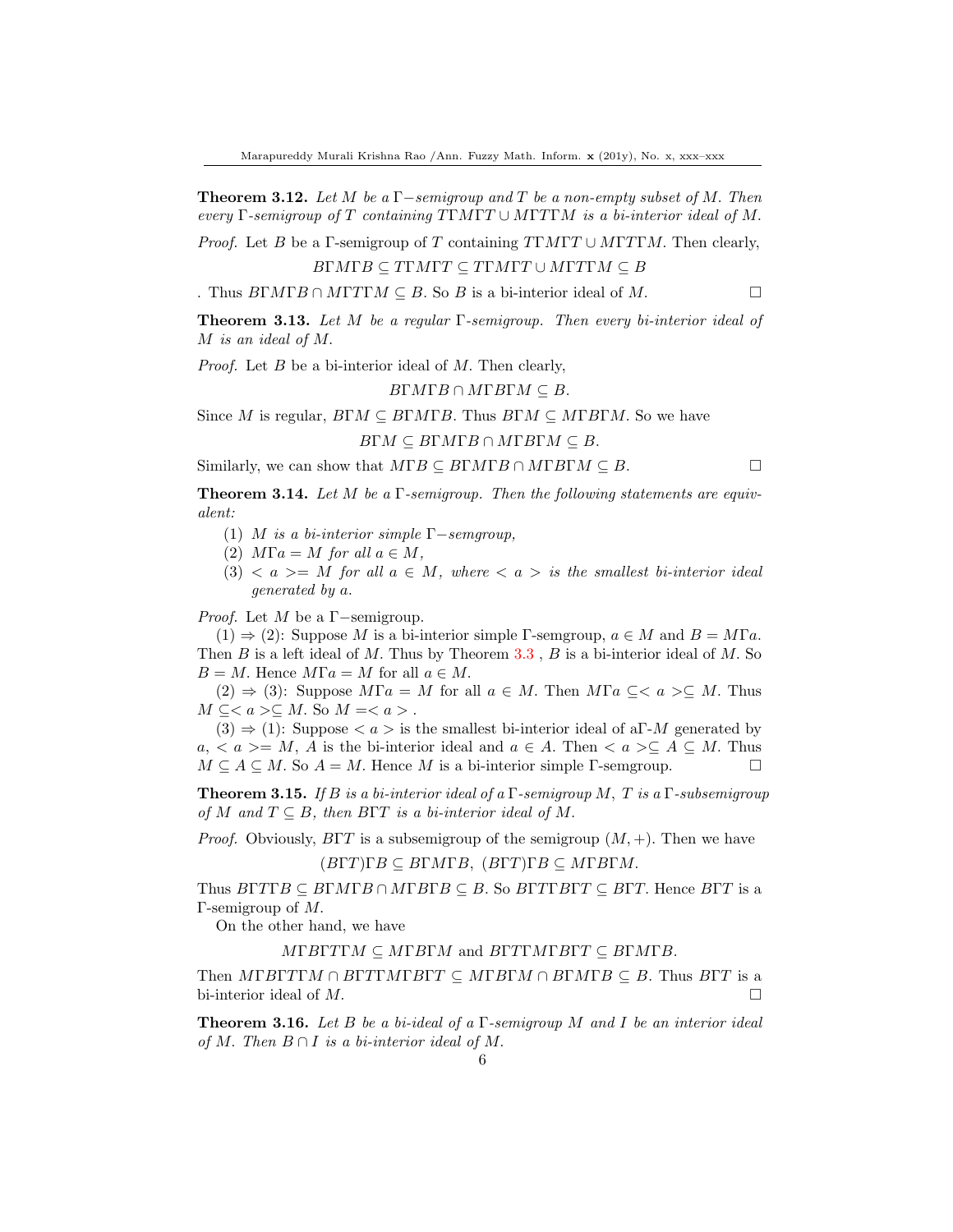**Theorem 3.12.** *Let $M$ be a $\Gamma-$semigroup and $T$ be a non-empty subset of $M$. Then every $\Gamma$-semigroup of $T$ containing $T\Gamma M\Gamma T \cup M\Gamma T\Gamma M$ is a bi-interior ideal of $M$.*

*Proof.* Let $B$ be a $\Gamma$-semigroup of $T$ containing $T\Gamma M\Gamma T \cup M\Gamma T\Gamma M$. Then clearly,

$$B\Gamma M\Gamma B \subseteq T\Gamma M\Gamma T \subseteq T\Gamma M\Gamma T \cup M\Gamma T\Gamma M \subseteq B$$

. Thus $B\Gamma M\Gamma B \cap M\Gamma T\Gamma M \subseteq B$. So $B$ is a bi-interior ideal of $M$. □

**Theorem 3.13.** *Let $M$ be a regular $\Gamma$-semigroup. Then every bi-interior ideal of $M$ is an ideal of $M$.*

*Proof.* Let $B$ be a bi-interior ideal of $M$. Then clearly,

$$B\Gamma M\Gamma B \cap M\Gamma B\Gamma M \subseteq B.$$

Since $M$ is regular, $B\Gamma M \subseteq B\Gamma M\Gamma B$. Thus $B\Gamma M \subseteq M\Gamma B\Gamma M$. So we have

$$B\Gamma M \subseteq B\Gamma M\Gamma B \cap M\Gamma B\Gamma M \subseteq B.$$

Similarly, we can show that $M\Gamma B \subseteq B\Gamma M\Gamma B \cap M\Gamma B\Gamma M \subseteq B$. □

**Theorem 3.14.** *Let $M$ be a $\Gamma$-semigroup. Then the following statements are equivalent:*

1. *$M$ is a bi-interior simple $\Gamma-$semgroup,*
2. *$M\Gamma a = M$ for all $a \in M$,*
3. *$< a >= M$ for all $a \in M$, where $< a >$ is the smallest bi-interior ideal generated by $a$.*

*Proof.* Let $M$ be a $\Gamma-$semigroup.

(1) $\Rightarrow$ (2): Suppose $M$ is a bi-interior simple $\Gamma$-semgroup, $a \in M$ and $B = M\Gamma a$. Then $B$ is a left ideal of $M$. Thus by Theorem 3.3 , $B$ is a bi-interior ideal of $M$. So $B = M$. Hence $M\Gamma a = M$ for all $a \in M$.

(2) $\Rightarrow$ (3): Suppose $M\Gamma a = M$ for all $a \in M$. Then $M\Gamma a \subseteq < a > \subseteq M$. Thus $M \subseteq < a > \subseteq M$. So $M =< a >$ .

(3) $\Rightarrow$ (1): Suppose $< a >$ is the smallest bi-interior ideal of a$\Gamma$-$M$ generated by $a$, $< a >= M$, $A$ is the bi-interior ideal and $a \in A$. Then $< a > \subseteq A \subseteq M$. Thus $M \subseteq A \subseteq M$. So $A = M$. Hence $M$ is a bi-interior simple $\Gamma$-semgroup. □

**Theorem 3.15.** *If $B$ is a bi-interior ideal of a $\Gamma$-semigroup $M$, $T$ is a $\Gamma$-subsemigroup of $M$ and $T \subseteq B$, then $B\Gamma T$ is a bi-interior ideal of $M$.*

*Proof.* Obviously, $B\Gamma T$ is a subsemigroup of the semigroup $(M, +)$. Then we have

$$(B\Gamma T)\Gamma B \subseteq B\Gamma M\Gamma B,\ (B\Gamma T)\Gamma B \subseteq M\Gamma B\Gamma M.$$

Thus $B\Gamma T\Gamma B \subseteq B\Gamma M\Gamma B \cap M\Gamma B\Gamma B \subseteq B$. So $B\Gamma T\Gamma B\Gamma T \subseteq B\Gamma T$. Hence $B\Gamma T$ is a $\Gamma$-semigroup of $M$.

On the other hand, we have

$$M\Gamma B\Gamma T\Gamma M \subseteq M\Gamma B\Gamma M \text{ and } B\Gamma T\Gamma M\Gamma B\Gamma T \subseteq B\Gamma M\Gamma B.$$

Then $M\Gamma B\Gamma T\Gamma M \cap B\Gamma T\Gamma M\Gamma B\Gamma T \subseteq M\Gamma B\Gamma M \cap B\Gamma M\Gamma B \subseteq B$. Thus $B\Gamma T$ is a bi-interior ideal of $M$. □

**Theorem 3.16.** *Let $B$ be a bi-ideal of a $\Gamma$-semigroup $M$ and $I$ be an interior ideal of $M$. Then $B \cap I$ is a bi-interior ideal of $M$.*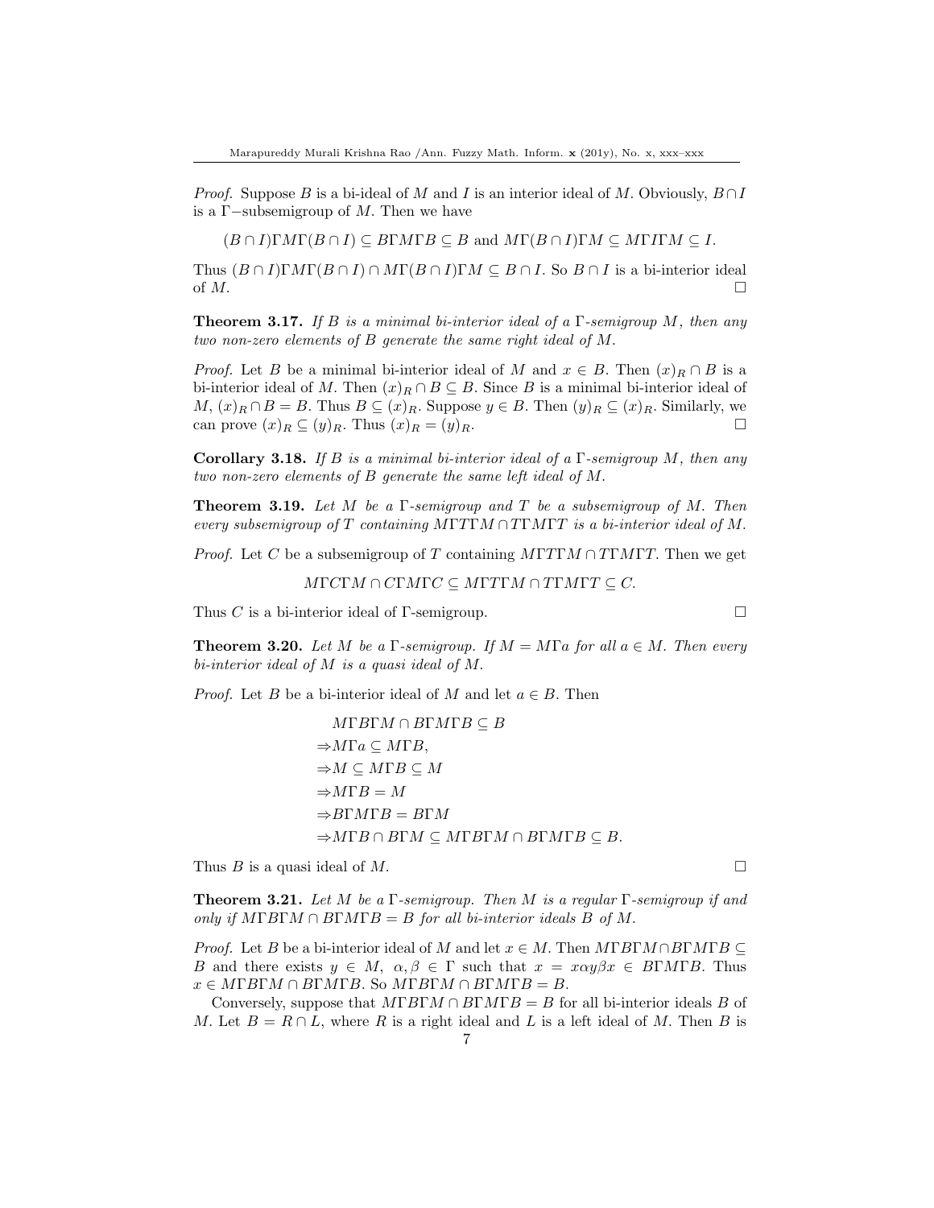*Proof.* Suppose $B$ is a bi-ideal of $M$ and $I$ is an interior ideal of $M$. Obviously, $B \cap I$ is a $\Gamma-$subsemigroup of $M$. Then we have

$$(B \cap I)\Gamma M\Gamma(B \cap I) \subseteq B\Gamma M\Gamma B \subseteq B \text{ and } M\Gamma(B \cap I)\Gamma M \subseteq M\Gamma I\Gamma M \subseteq I.$$

Thus $(B \cap I)\Gamma M\Gamma(B \cap I) \cap M\Gamma(B \cap I)\Gamma M \subseteq B \cap I$. So $B \cap I$ is a bi-interior ideal of $M$. $\square$

**Theorem 3.17.** *If $B$ is a minimal bi-interior ideal of a $\Gamma$-semigroup $M$, then any two non-zero elements of $B$ generate the same right ideal of $M$.*

*Proof.* Let $B$ be a minimal bi-interior ideal of $M$ and $x \in B$. Then $(x)_R \cap B$ is a bi-interior ideal of $M$. Then $(x)_R \cap B \subseteq B$. Since $B$ is a minimal bi-interior ideal of $M$, $(x)_R \cap B = B$. Thus $B \subseteq (x)_R$. Suppose $y \in B$. Then $(y)_R \subseteq (x)_R$. Similarly, we can prove $(x)_R \subseteq (y)_R$. Thus $(x)_R = (y)_R$. $\square$

**Corollary 3.18.** *If $B$ is a minimal bi-interior ideal of a $\Gamma$-semigroup $M$, then any two non-zero elements of $B$ generate the same left ideal of $M$.*

**Theorem 3.19.** *Let $M$ be a $\Gamma$-semigroup and $T$ be a subsemigroup of $M$. Then every subsemigroup of $T$ containing $M\Gamma T\Gamma M \cap T\Gamma M\Gamma T$ is a bi-interior ideal of $M$.*

*Proof.* Let $C$ be a subsemigroup of $T$ containing $M\Gamma T\Gamma M \cap T\Gamma M\Gamma T$. Then we get

$$M\Gamma C\Gamma M \cap C\Gamma M\Gamma C \subseteq M\Gamma T\Gamma M \cap T\Gamma M\Gamma T \subseteq C.$$

Thus $C$ is a bi-interior ideal of $\Gamma$-semigroup. $\square$

**Theorem 3.20.** *Let $M$ be a $\Gamma$-semigroup. If $M = M\Gamma a$ for all $a \in M$. Then every bi-interior ideal of $M$ is a quasi ideal of $M$.*

*Proof.* Let $B$ be a bi-interior ideal of $M$ and let $a \in B$. Then

$$\begin{aligned}
&M\Gamma B\Gamma M \cap B\Gamma M\Gamma B \subseteq B\\
\Rightarrow &M\Gamma a \subseteq M\Gamma B,\\
\Rightarrow &M \subseteq M\Gamma B \subseteq M\\
\Rightarrow &M\Gamma B = M\\
\Rightarrow &B\Gamma M\Gamma B = B\Gamma M\\
\Rightarrow &M\Gamma B \cap B\Gamma M \subseteq M\Gamma B\Gamma M \cap B\Gamma M\Gamma B \subseteq B.
\end{aligned}$$

Thus $B$ is a quasi ideal of $M$. $\square$

**Theorem 3.21.** *Let $M$ be a $\Gamma$-semigroup. Then $M$ is a regular $\Gamma$-semigroup if and only if $M\Gamma B\Gamma M \cap B\Gamma M\Gamma B = B$ for all bi-interior ideals $B$ of $M$.*

*Proof.* Let $B$ be a bi-interior ideal of $M$ and let $x \in M$. Then $M\Gamma B\Gamma M \cap B\Gamma M\Gamma B \subseteq B$ and there exists $y \in M$, $\alpha, \beta \in \Gamma$ such that $x = x\alpha y\beta x \in B\Gamma M\Gamma B$. Thus $x \in M\Gamma B\Gamma M \cap B\Gamma M\Gamma B$. So $M\Gamma B\Gamma M \cap B\Gamma M\Gamma B = B$.

Conversely, suppose that $M\Gamma B\Gamma M \cap B\Gamma M\Gamma B = B$ for all bi-interior ideals $B$ of $M$. Let $B = R \cap L$, where $R$ is a right ideal and $L$ is a left ideal of $M$. Then $B$ is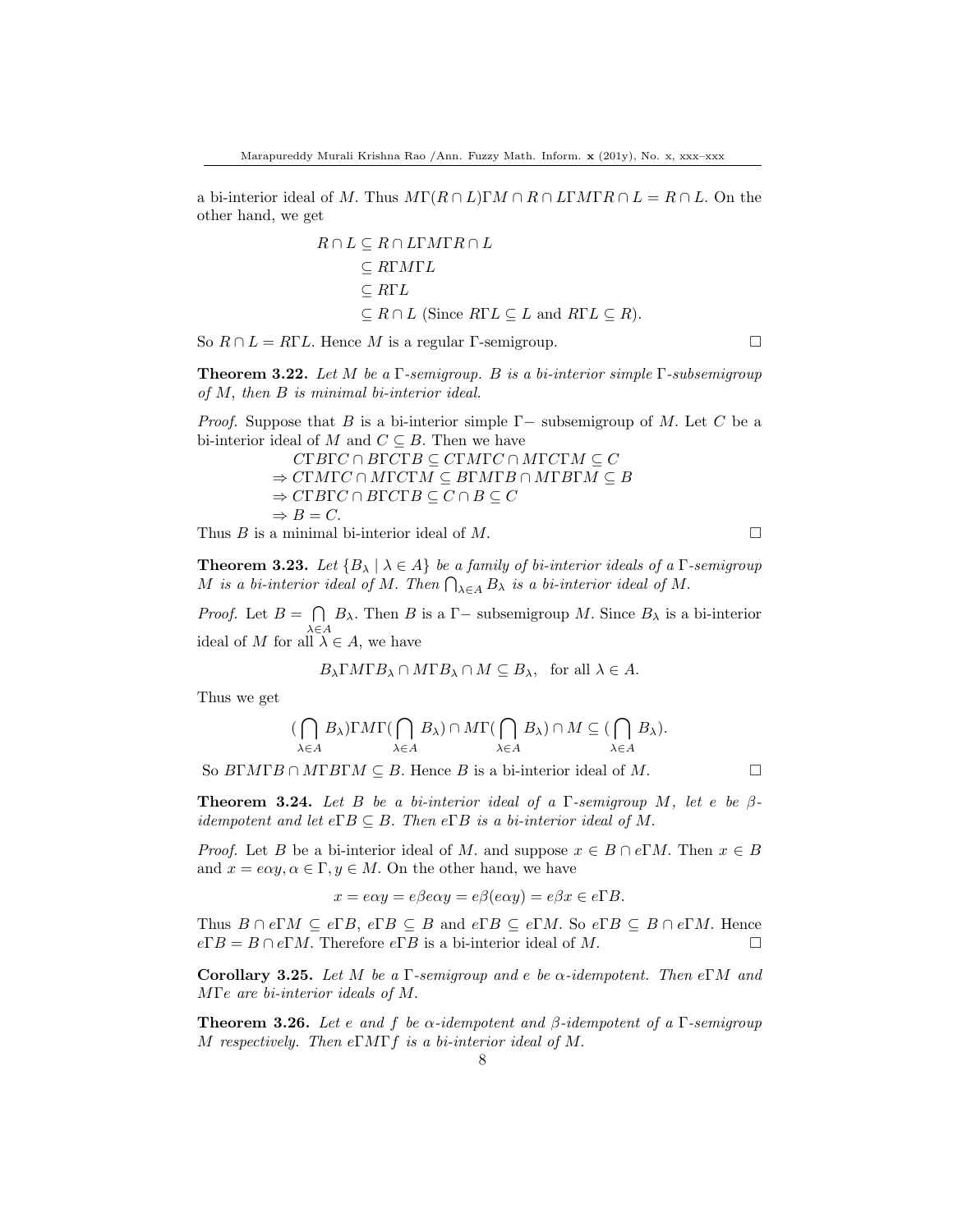a bi-interior ideal of $M$. Thus $M\Gamma(R \cap L)\Gamma M \cap R \cap L\Gamma M\Gamma R \cap L = R \cap L$. On the other hand, we get

$$\begin{aligned} R \cap L &\subseteq R \cap L\Gamma M\Gamma R \cap L \\ &\subseteq R\Gamma M\Gamma L \\ &\subseteq R\Gamma L \\ &\subseteq R \cap L \text{ (Since } R\Gamma L \subseteq L \text{ and } R\Gamma L \subseteq R). \end{aligned}$$

So $R \cap L = R\Gamma L$. Hence $M$ is a regular $\Gamma$-semigroup. □

**Theorem 3.22.** *Let $M$ be a $\Gamma$-semigroup. $B$ is a bi-interior simple $\Gamma$-subsemigroup of $M$, then $B$ is minimal bi-interior ideal.*

*Proof.* Suppose that $B$ is a bi-interior simple $\Gamma-$ subsemigroup of $M$. Let $C$ be a bi-interior ideal of $M$ and $C \subseteq B$. Then we have

$$\begin{aligned} &C\Gamma B\Gamma C \cap B\Gamma C\Gamma B \subseteq C\Gamma M\Gamma C \cap M\Gamma C\Gamma M \subseteq C \\ &\Rightarrow C\Gamma M\Gamma C \cap M\Gamma C\Gamma M \subseteq B\Gamma M\Gamma B \cap M\Gamma B\Gamma M \subseteq B \\ &\Rightarrow C\Gamma B\Gamma C \cap B\Gamma C\Gamma B \subseteq C \cap B \subseteq C \\ &\Rightarrow B = C. \end{aligned}$$

Thus $B$ is a minimal bi-interior ideal of $M$. □

**Theorem 3.23.** *Let $\{B_\lambda \mid \lambda \in A\}$ be a family of bi-interior ideals of a $\Gamma$-semigroup $M$ is a bi-interior ideal of $M$. Then $\bigcap_{\lambda\in A} B_\lambda$ is a bi-interior ideal of $M$.*

*Proof.* Let $B = \bigcap\limits_{\lambda\in A} B_\lambda$. Then $B$ is a $\Gamma-$ subsemigroup $M$. Since $B_\lambda$ is a bi-interior ideal of $M$ for all $\lambda \in A$, we have

$$B_\lambda\Gamma M\Gamma B_\lambda \cap M\Gamma B_\lambda \cap M \subseteq B_\lambda, \quad \text{for all } \lambda \in A.$$

Thus we get

$$(\bigcap_{\lambda\in A} B_\lambda)\Gamma M\Gamma(\bigcap_{\lambda\in A} B_\lambda) \cap M\Gamma(\bigcap_{\lambda\in A} B_\lambda) \cap M \subseteq (\bigcap_{\lambda\in A} B_\lambda).$$

So $B\Gamma M\Gamma B \cap M\Gamma B\Gamma M \subseteq B$. Hence $B$ is a bi-interior ideal of $M$. □

**Theorem 3.24.** *Let $B$ be a bi-interior ideal of a $\Gamma$-semigroup $M$, let $e$ be $\beta$-idempotent and let $e\Gamma B \subseteq B$. Then $e\Gamma B$ is a bi-interior ideal of $M$.*

*Proof.* Let $B$ be a bi-interior ideal of $M$. and suppose $x \in B \cap e\Gamma M$. Then $x \in B$ and $x = e\alpha y, \alpha \in \Gamma, y \in M$. On the other hand, we have

$$x = e\alpha y = e\beta e\alpha y = e\beta(e\alpha y) = e\beta x \in e\Gamma B.$$

Thus $B \cap e\Gamma M \subseteq e\Gamma B$, $e\Gamma B \subseteq B$ and $e\Gamma B \subseteq e\Gamma M$. So $e\Gamma B \subseteq B \cap e\Gamma M$. Hence $e\Gamma B = B \cap e\Gamma M$. Therefore $e\Gamma B$ is a bi-interior ideal of $M$. □

**Corollary 3.25.** *Let $M$ be a $\Gamma$-semigroup and $e$ be $\alpha$-idempotent. Then $e\Gamma M$ and $M\Gamma e$ are bi-interior ideals of $M$.*

**Theorem 3.26.** *Let $e$ and $f$ be $\alpha$-idempotent and $\beta$-idempotent of a $\Gamma$-semigroup $M$ respectively. Then $e\Gamma M\Gamma f$ is a bi-interior ideal of $M$.*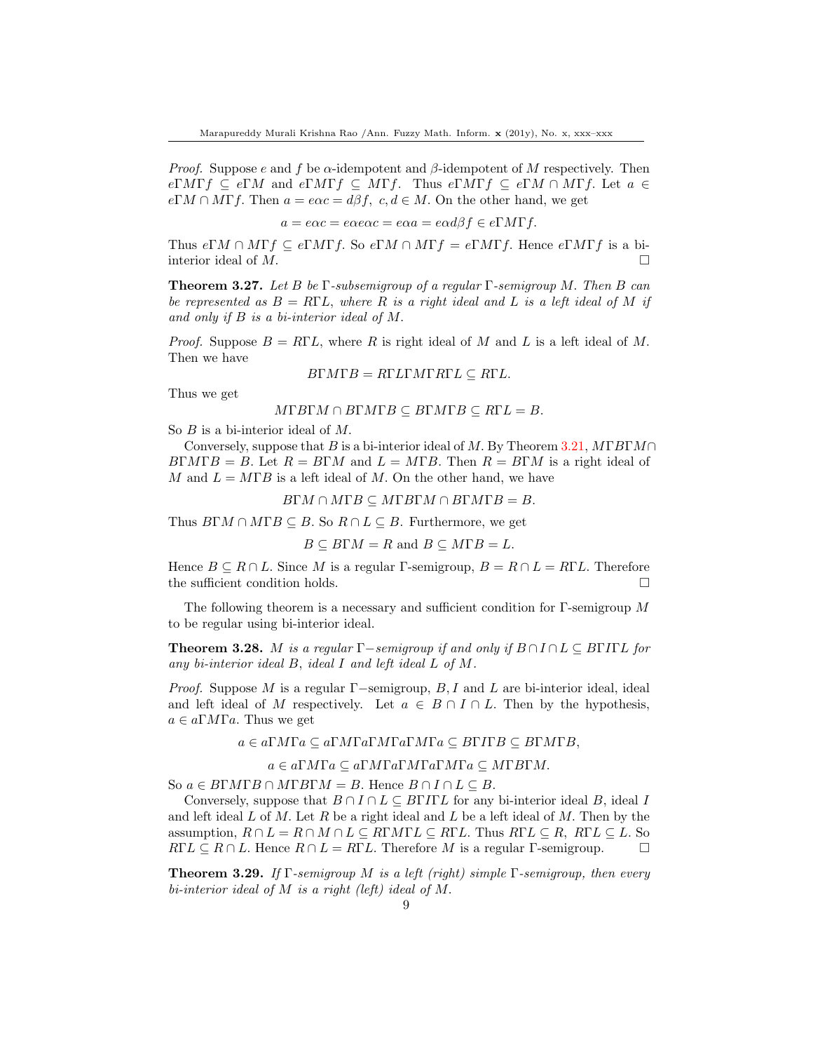*Proof.* Suppose $e$ and $f$ be $\alpha$-idempotent and $\beta$-idempotent of $M$ respectively. Then $e\Gamma M\Gamma f \subseteq e\Gamma M$ and $e\Gamma M\Gamma f \subseteq M\Gamma f$. Thus $e\Gamma M\Gamma f \subseteq e\Gamma M \cap M\Gamma f$. Let $a \in e\Gamma M \cap M\Gamma f$. Then $a = e\alpha c = d\beta f,\ c, d \in M$. On the other hand, we get

$$a = e\alpha c = e\alpha e\alpha c = e\alpha a = e\alpha d\beta f \in e\Gamma M\Gamma f.$$

Thus $e\Gamma M \cap M\Gamma f \subseteq e\Gamma M\Gamma f$. So $e\Gamma M \cap M\Gamma f = e\Gamma M\Gamma f$. Hence $e\Gamma M\Gamma f$ is a bi-interior ideal of $M$. □

**Theorem 3.27.** *Let $B$ be $\Gamma$-subsemigroup of a regular $\Gamma$-semigroup $M$. Then $B$ can be represented as $B = R\Gamma L$, where $R$ is a right ideal and $L$ is a left ideal of $M$ if and only if $B$ is a bi-interior ideal of $M$.*

*Proof.* Suppose $B = R\Gamma L$, where $R$ is right ideal of $M$ and $L$ is a left ideal of $M$. Then we have

$$B\Gamma M\Gamma B = R\Gamma L\Gamma M\Gamma R\Gamma L \subseteq R\Gamma L.$$

Thus we get

$$M\Gamma B\Gamma M \cap B\Gamma M\Gamma B \subseteq B\Gamma M\Gamma B \subseteq R\Gamma L = B.$$

So $B$ is a bi-interior ideal of $M$.

Conversely, suppose that $B$ is a bi-interior ideal of $M$. By Theorem 3.21, $M\Gamma B\Gamma M \cap B\Gamma M\Gamma B = B$. Let $R = B\Gamma M$ and $L = M\Gamma B$. Then $R = B\Gamma M$ is a right ideal of $M$ and $L = M\Gamma B$ is a left ideal of $M$. On the other hand, we have

$$B\Gamma M \cap M\Gamma B \subseteq M\Gamma B\Gamma M \cap B\Gamma M\Gamma B = B.$$

Thus $B\Gamma M \cap M\Gamma B \subseteq B$. So $R \cap L \subseteq B$. Furthermore, we get

$$B \subseteq B\Gamma M = R \text{ and } B \subseteq M\Gamma B = L.$$

Hence $B \subseteq R \cap L$. Since $M$ is a regular $\Gamma$-semigroup, $B = R \cap L = R\Gamma L$. Therefore the sufficient condition holds. □

The following theorem is a necessary and sufficient condition for $\Gamma$-semigroup $M$ to be regular using bi-interior ideal.

**Theorem 3.28.** *$M$ is a regular $\Gamma-$semigroup if and only if $B \cap I \cap L \subseteq B\Gamma I\Gamma L$ for any bi-interior ideal $B$, ideal $I$ and left ideal $L$ of $M$.*

*Proof.* Suppose $M$ is a regular $\Gamma-$semigroup, $B, I$ and $L$ are bi-interior ideal, ideal and left ideal of $M$ respectively. Let $a \in B \cap I \cap L$. Then by the hypothesis, $a \in a\Gamma M\Gamma a$. Thus we get

$$a \in a\Gamma M\Gamma a \subseteq a\Gamma M\Gamma a\Gamma M\Gamma a\Gamma M\Gamma a \subseteq B\Gamma I\Gamma B \subseteq B\Gamma M\Gamma B,$$

$$a \in a\Gamma M\Gamma a \subseteq a\Gamma M\Gamma a\Gamma M\Gamma a\Gamma M\Gamma a \subseteq M\Gamma B\Gamma M.$$

So $a \in B\Gamma M\Gamma B \cap M\Gamma B\Gamma M = B$. Hence $B \cap I \cap L \subseteq B$.

Conversely, suppose that $B \cap I \cap L \subseteq B\Gamma I\Gamma L$ for any bi-interior ideal $B$, ideal $I$ and left ideal $L$ of $M$. Let $R$ be a right ideal and $L$ be a left ideal of $M$. Then by the assumption, $R \cap L = R \cap M \cap L \subseteq R\Gamma M\Gamma L \subseteq R\Gamma L$. Thus $R\Gamma L \subseteq R,\ R\Gamma L \subseteq L$. So $R\Gamma L \subseteq R \cap L$. Hence $R \cap L = R\Gamma L$. Therefore $M$ is a regular $\Gamma$-semigroup. □

**Theorem 3.29.** *If $\Gamma$-semigroup $M$ is a left (right) simple $\Gamma$-semigroup, then every bi-interior ideal of $M$ is a right (left) ideal of $M$.*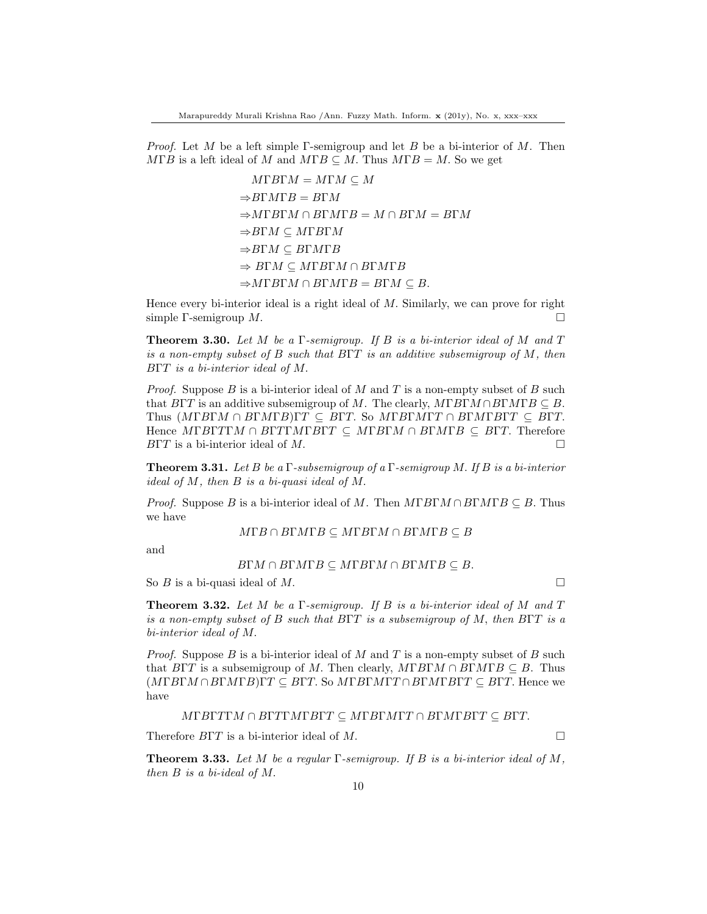*Proof.* Let $M$ be a left simple $\Gamma$-semigroup and let $B$ be a bi-interior of $M$. Then $M\Gamma B$ is a left ideal of $M$ and $M\Gamma B \subseteq M$. Thus $M\Gamma B = M$. So we get

$$
\begin{aligned}
&M\Gamma B\Gamma M = M\Gamma M \subseteq M \\
\Rightarrow &B\Gamma M\Gamma B = B\Gamma M \\
\Rightarrow &M\Gamma B\Gamma M \cap B\Gamma M\Gamma B = M \cap B\Gamma M = B\Gamma M \\
\Rightarrow &B\Gamma M \subseteq M\Gamma B\Gamma M \\
\Rightarrow &B\Gamma M \subseteq B\Gamma M\Gamma B \\
\Rightarrow &\ B\Gamma M \subseteq M\Gamma B\Gamma M \cap B\Gamma M\Gamma B \\
\Rightarrow &M\Gamma B\Gamma M \cap B\Gamma M\Gamma B = B\Gamma M \subseteq B.
\end{aligned}
$$

Hence every bi-interior ideal is a right ideal of $M$. Similarly, we can prove for right simple $\Gamma$-semigroup $M$. $\square$

**Theorem 3.30.** *Let $M$ be a $\Gamma$-semigroup. If $B$ is a bi-interior ideal of $M$ and $T$ is a non-empty subset of $B$ such that $B\Gamma T$ is an additive subsemigroup of $M$, then $B\Gamma T$ is a bi-interior ideal of $M$.*

*Proof.* Suppose $B$ is a bi-interior ideal of $M$ and $T$ is a non-empty subset of $B$ such that $B\Gamma T$ is an additive subsemigroup of $M$. The clearly, $M\Gamma B\Gamma M \cap B\Gamma M\Gamma B \subseteq B$. Thus $(M\Gamma B\Gamma M \cap B\Gamma M\Gamma B)\Gamma T \subseteq B\Gamma T$. So $M\Gamma B\Gamma M\Gamma T \cap B\Gamma M\Gamma B\Gamma T \subseteq B\Gamma T$. Hence $M\Gamma B\Gamma T\Gamma M \cap B\Gamma T\Gamma M\Gamma B\Gamma T \subseteq M\Gamma B\Gamma M \cap B\Gamma M\Gamma B \subseteq B\Gamma T$. Therefore $B\Gamma T$ is a bi-interior ideal of $M$. $\square$

**Theorem 3.31.** *Let $B$ be a $\Gamma$-subsemigroup of a $\Gamma$-semigroup $M$. If $B$ is a bi-interior ideal of $M$, then $B$ is a bi-quasi ideal of $M$.*

*Proof.* Suppose $B$ is a bi-interior ideal of $M$. Then $M\Gamma B\Gamma M \cap B\Gamma M\Gamma B \subseteq B$. Thus we have

$$M\Gamma B \cap B\Gamma M\Gamma B \subseteq M\Gamma B\Gamma M \cap B\Gamma M\Gamma B \subseteq B$$

and

$$B\Gamma M \cap B\Gamma M\Gamma B \subseteq M\Gamma B\Gamma M \cap B\Gamma M\Gamma B \subseteq B.$$

So $B$ is a bi-quasi ideal of $M$. $\square$

**Theorem 3.32.** *Let $M$ be a $\Gamma$-semigroup. If $B$ is a bi-interior ideal of $M$ and $T$ is a non-empty subset of $B$ such that $B\Gamma T$ is a subsemigroup of $M$, then $B\Gamma T$ is a bi-interior ideal of $M$.*

*Proof.* Suppose $B$ is a bi-interior ideal of $M$ and $T$ is a non-empty subset of $B$ such that $B\Gamma T$ is a subsemigroup of $M$. Then clearly, $M\Gamma B\Gamma M \cap B\Gamma M\Gamma B \subseteq B$. Thus $(M\Gamma B\Gamma M \cap B\Gamma M\Gamma B)\Gamma T \subseteq B\Gamma T$. So $M\Gamma B\Gamma M\Gamma T \cap B\Gamma M\Gamma B\Gamma T \subseteq B\Gamma T$. Hence we have

$$M\Gamma B\Gamma T\Gamma M \cap B\Gamma T\Gamma M\Gamma B\Gamma T \subseteq M\Gamma B\Gamma M\Gamma T \cap B\Gamma M\Gamma B\Gamma T \subseteq B\Gamma T.$$

Therefore $B\Gamma T$ is a bi-interior ideal of $M$. $\square$

**Theorem 3.33.** *Let $M$ be a regular $\Gamma$-semigroup. If $B$ is a bi-interior ideal of $M$, then $B$ is a bi-ideal of $M$.*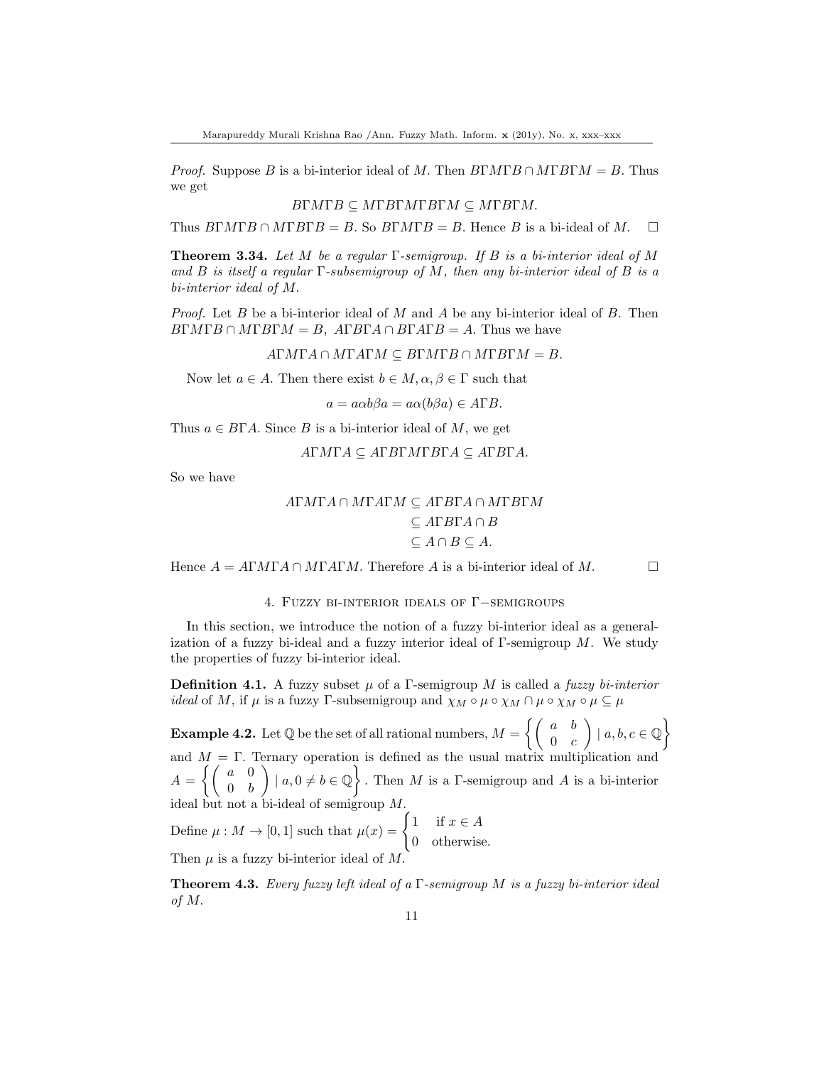*Proof.* Suppose $B$ is a bi-interior ideal of $M$. Then $B\Gamma M\Gamma B \cap M\Gamma B\Gamma M = B$. Thus we get

$$B\Gamma M\Gamma B \subseteq M\Gamma B\Gamma M\Gamma B\Gamma M \subseteq M\Gamma B\Gamma M.$$

Thus $B\Gamma M\Gamma B \cap M\Gamma B\Gamma B = B$. So $B\Gamma M\Gamma B = B$. Hence $B$ is a bi-ideal of $M$. □

**Theorem 3.34.** *Let $M$ be a regular $\Gamma$-semigroup. If $B$ is a bi-interior ideal of $M$ and $B$ is itself a regular $\Gamma$-subsemigroup of $M$, then any bi-interior ideal of $B$ is a bi-interior ideal of $M$.*

*Proof.* Let $B$ be a bi-interior ideal of $M$ and $A$ be any bi-interior ideal of $B$. Then $B\Gamma M\Gamma B \cap M\Gamma B\Gamma M = B$, $A\Gamma B\Gamma A \cap B\Gamma A\Gamma B = A$. Thus we have

$$A\Gamma M\Gamma A \cap M\Gamma A\Gamma M \subseteq B\Gamma M\Gamma B \cap M\Gamma B\Gamma M = B.$$

Now let $a \in A$. Then there exist $b \in M, \alpha, \beta \in \Gamma$ such that

$$a = a\alpha b\beta a = a\alpha(b\beta a) \in A\Gamma B.$$

Thus $a \in B\Gamma A$. Since $B$ is a bi-interior ideal of $M$, we get

$$A\Gamma M\Gamma A \subseteq A\Gamma B\Gamma M\Gamma B\Gamma A \subseteq A\Gamma B\Gamma A.$$

So we have

$$\begin{aligned}
A\Gamma M\Gamma A \cap M\Gamma A\Gamma M &\subseteq A\Gamma B\Gamma A \cap M\Gamma B\Gamma M \\
&\subseteq A\Gamma B\Gamma A \cap B \\
&\subseteq A \cap B \subseteq A.
\end{aligned}$$

Hence $A = A\Gamma M\Gamma A \cap M\Gamma A\Gamma M$. Therefore $A$ is a bi-interior ideal of $M$. □

## 4. Fuzzy bi-interior ideals of $\Gamma-$semigroups

In this section, we introduce the notion of a fuzzy bi-interior ideal as a generalization of a fuzzy bi-ideal and a fuzzy interior ideal of $\Gamma$-semigroup $M$. We study the properties of fuzzy bi-interior ideal.

**Definition 4.1.** A fuzzy subset $\mu$ of a $\Gamma$-semigroup $M$ is called a *fuzzy bi-interior ideal* of $M$, if $\mu$ is a fuzzy $\Gamma$-subsemigroup and $\chi_M \circ \mu \circ \chi_M \cap \mu \circ \chi_M \circ \mu \subseteq \mu$

**Example 4.2.** Let $\mathbb{Q}$ be the set of all rational numbers, $M = \left\{ \begin{pmatrix} a & b \\ 0 & c \end{pmatrix} \mid a, b, c \in \mathbb{Q} \right\}$ and $M = \Gamma$. Ternary operation is defined as the usual matrix multiplication and $A = \left\{ \begin{pmatrix} a & 0 \\ 0 & b \end{pmatrix} \mid a, 0 \neq b \in \mathbb{Q} \right\}$. Then $M$ is a $\Gamma$-semigroup and $A$ is a bi-interior ideal but not a bi-ideal of semigroup $M$.

Define $\mu : M \to [0, 1]$ such that $\mu(x) = \begin{cases} 1 & \text{if } x \in A \\ 0 & \text{otherwise.} \end{cases}$

Then $\mu$ is a fuzzy bi-interior ideal of $M$.

**Theorem 4.3.** *Every fuzzy left ideal of a $\Gamma$-semigroup $M$ is a fuzzy bi-interior ideal of $M$.*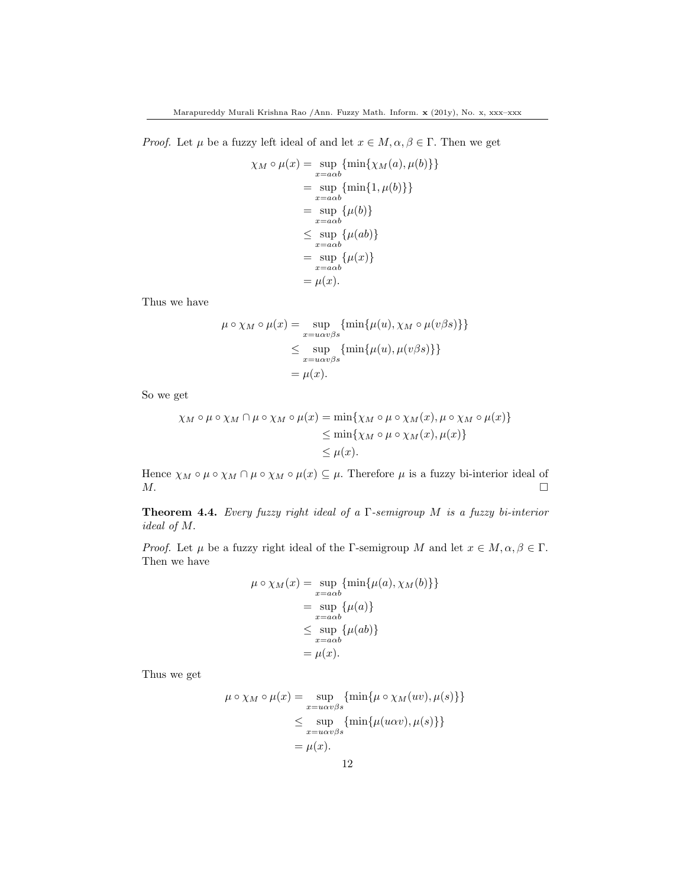*Proof.* Let $\mu$ be a fuzzy left ideal of and let $x \in M, \alpha, \beta \in \Gamma$. Then we get

$$
\begin{aligned}
\chi_M \circ \mu(x) &= \sup_{x=a\alpha b}\{\min\{\chi_M(a), \mu(b)\}\} \\
&= \sup_{x=a\alpha b}\{\min\{1, \mu(b)\}\} \\
&= \sup_{x=a\alpha b}\{\mu(b)\} \\
&\leq \sup_{x=a\alpha b}\{\mu(ab)\} \\
&= \sup_{x=a\alpha b}\{\mu(x)\} \\
&= \mu(x).
\end{aligned}
$$

Thus we have

$$
\begin{aligned}
\mu \circ \chi_M \circ \mu(x) &= \sup_{x=u\alpha v\beta s}\{\min\{\mu(u), \chi_M \circ \mu(v\beta s)\}\} \\
&\leq \sup_{x=u\alpha v\beta s}\{\min\{\mu(u), \mu(v\beta s)\}\} \\
&= \mu(x).
\end{aligned}
$$

So we get

$$
\begin{aligned}
\chi_M \circ \mu \circ \chi_M \cap \mu \circ \chi_M \circ \mu(x) &= \min\{\chi_M \circ \mu \circ \chi_M(x), \mu \circ \chi_M \circ \mu(x)\} \\
&\leq \min\{\chi_M \circ \mu \circ \chi_M(x), \mu(x)\} \\
&\leq \mu(x).
\end{aligned}
$$

Hence $\chi_M \circ \mu \circ \chi_M \cap \mu \circ \chi_M \circ \mu(x) \subseteq \mu$. Therefore $\mu$ is a fuzzy bi-interior ideal of $M$. □

**Theorem 4.4.** *Every fuzzy right ideal of a $\Gamma$-semigroup $M$ is a fuzzy bi-interior ideal of $M$.*

*Proof.* Let $\mu$ be a fuzzy right ideal of the $\Gamma$-semigroup $M$ and let $x \in M, \alpha, \beta \in \Gamma$. Then we have

$$
\begin{aligned}
\mu \circ \chi_M(x) &= \sup_{x=a\alpha b}\{\min\{\mu(a), \chi_M(b)\}\} \\
&= \sup_{x=a\alpha b}\{\mu(a)\} \\
&\leq \sup_{x=a\alpha b}\{\mu(ab)\} \\
&= \mu(x).
\end{aligned}
$$

Thus we get

$$
\begin{aligned}
\mu \circ \chi_M \circ \mu(x) &= \sup_{x=u\alpha v\beta s}\{\min\{\mu \circ \chi_M(uv), \mu(s)\}\} \\
&\leq \sup_{x=u\alpha v\beta s}\{\min\{\mu(u\alpha v), \mu(s)\}\} \\
&= \mu(x).
\end{aligned}
$$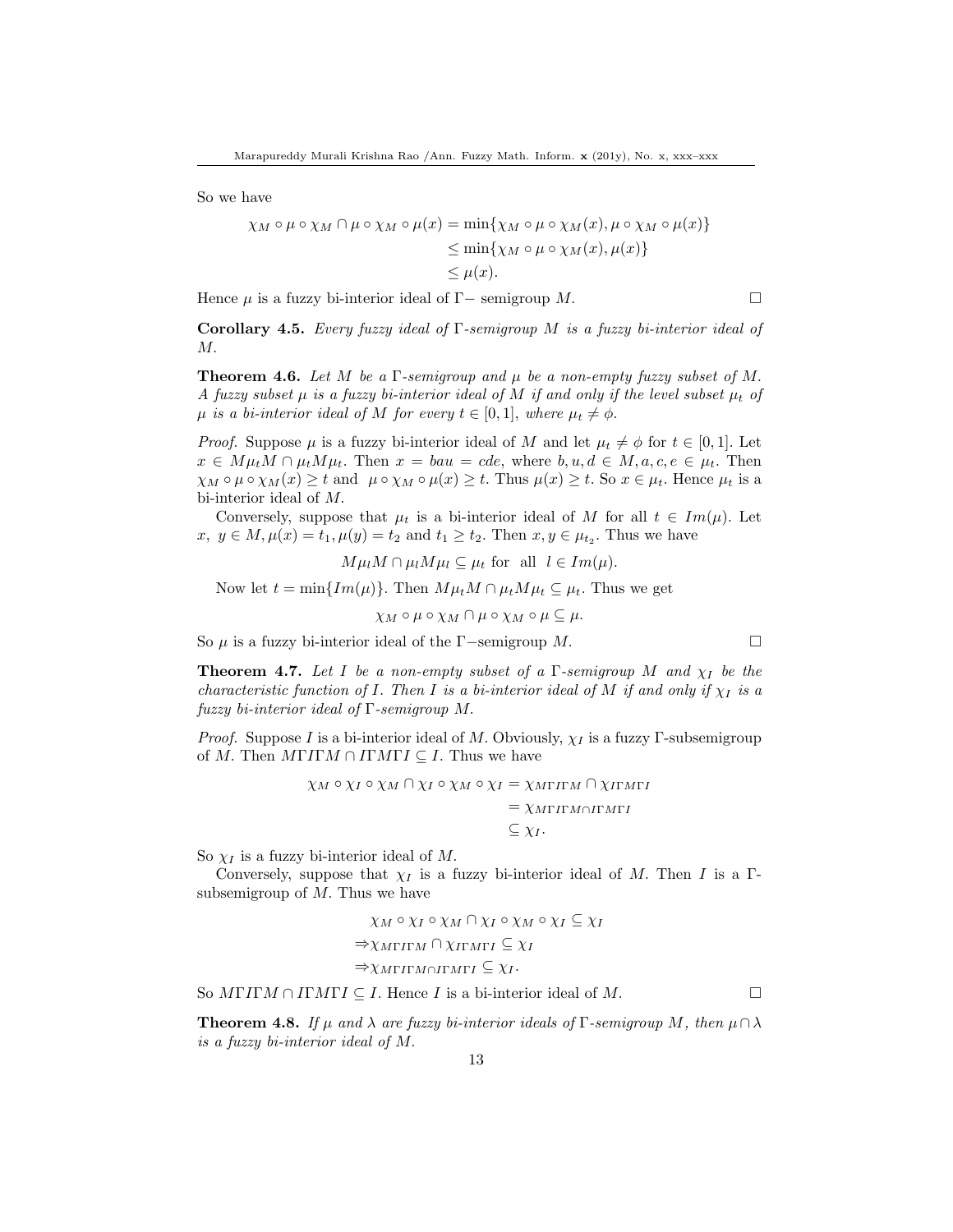So we have

$$\begin{aligned}
\chi_M \circ \mu \circ \chi_M \cap \mu \circ \chi_M \circ \mu(x) &= \min\{\chi_M \circ \mu \circ \chi_M(x), \mu \circ \chi_M \circ \mu(x)\} \\
&\leq \min\{\chi_M \circ \mu \circ \chi_M(x), \mu(x)\} \\
&\leq \mu(x).
\end{aligned}$$

Hence $\mu$ is a fuzzy bi-interior ideal of $\Gamma-$ semigroup $M$. □

**Corollary 4.5.** *Every fuzzy ideal of $\Gamma$-semigroup $M$ is a fuzzy bi-interior ideal of $M$.*

**Theorem 4.6.** *Let $M$ be a $\Gamma$-semigroup and $\mu$ be a non-empty fuzzy subset of $M$. A fuzzy subset $\mu$ is a fuzzy bi-interior ideal of $M$ if and only if the level subset $\mu_t$ of $\mu$ is a bi-interior ideal of $M$ for every $t \in [0,1]$, where $\mu_t \neq \phi$.*

*Proof.* Suppose $\mu$ is a fuzzy bi-interior ideal of $M$ and let $\mu_t \neq \phi$ for $t \in [0,1]$. Let $x \in M\mu_t M \cap \mu_t M \mu_t$. Then $x = bau = cde$, where $b, u, d \in M, a, c, e \in \mu_t$. Then $\chi_M \circ \mu \circ \chi_M(x) \geq t$ and $\mu \circ \chi_M \circ \mu(x) \geq t$. Thus $\mu(x) \geq t$. So $x \in \mu_t$. Hence $\mu_t$ is a bi-interior ideal of $M$.

Conversely, suppose that $\mu_t$ is a bi-interior ideal of $M$ for all $t \in Im(\mu)$. Let $x,\ y \in M, \mu(x) = t_1, \mu(y) = t_2$ and $t_1 \geq t_2$. Then $x, y \in \mu_{t_2}$. Thus we have

$$M\mu_l M \cap \mu_l M \mu_l \subseteq \mu_t \text{ for all } l \in Im(\mu).$$

Now let $t = \min\{Im(\mu)\}$. Then $M\mu_t M \cap \mu_t M \mu_t \subseteq \mu_t$. Thus we get

$$\chi_M \circ \mu \circ \chi_M \cap \mu \circ \chi_M \circ \mu \subseteq \mu.$$

So $\mu$ is a fuzzy bi-interior ideal of the $\Gamma-$semigroup $M$. □

**Theorem 4.7.** *Let $I$ be a non-empty subset of a $\Gamma$-semigroup $M$ and $\chi_I$ be the characteristic function of $I$. Then $I$ is a bi-interior ideal of $M$ if and only if $\chi_I$ is a fuzzy bi-interior ideal of $\Gamma$-semigroup $M$.*

*Proof.* Suppose $I$ is a bi-interior ideal of $M$. Obviously, $\chi_I$ is a fuzzy $\Gamma$-subsemigroup of $M$. Then $M\Gamma I \Gamma M \cap I \Gamma M \Gamma I \subseteq I$. Thus we have

$$\begin{aligned}
\chi_M \circ \chi_I \circ \chi_M \cap \chi_I \circ \chi_M \circ \chi_I &= \chi_{M\Gamma I\Gamma M} \cap \chi_{I\Gamma M\Gamma I} \\
&= \chi_{M\Gamma I\Gamma M \cap I\Gamma M\Gamma I} \\
&\subseteq \chi_I.
\end{aligned}$$

So $\chi_I$ is a fuzzy bi-interior ideal of $M$.

Conversely, suppose that $\chi_I$ is a fuzzy bi-interior ideal of $M$. Then $I$ is a $\Gamma$-subsemigroup of $M$. Thus we have

$$\begin{aligned}
&\chi_M \circ \chi_I \circ \chi_M \cap \chi_I \circ \chi_M \circ \chi_I \subseteq \chi_I \\
\Rightarrow &\chi_{M\Gamma I\Gamma M} \cap \chi_{I\Gamma M\Gamma I} \subseteq \chi_I \\
\Rightarrow &\chi_{M\Gamma I\Gamma M \cap I\Gamma M\Gamma I} \subseteq \chi_I.
\end{aligned}$$

So $M\Gamma I \Gamma M \cap I \Gamma M \Gamma I \subseteq I$. Hence $I$ is a bi-interior ideal of $M$. □

**Theorem 4.8.** *If $\mu$ and $\lambda$ are fuzzy bi-interior ideals of $\Gamma$-semigroup $M$, then $\mu \cap \lambda$ is a fuzzy bi-interior ideal of $M$.*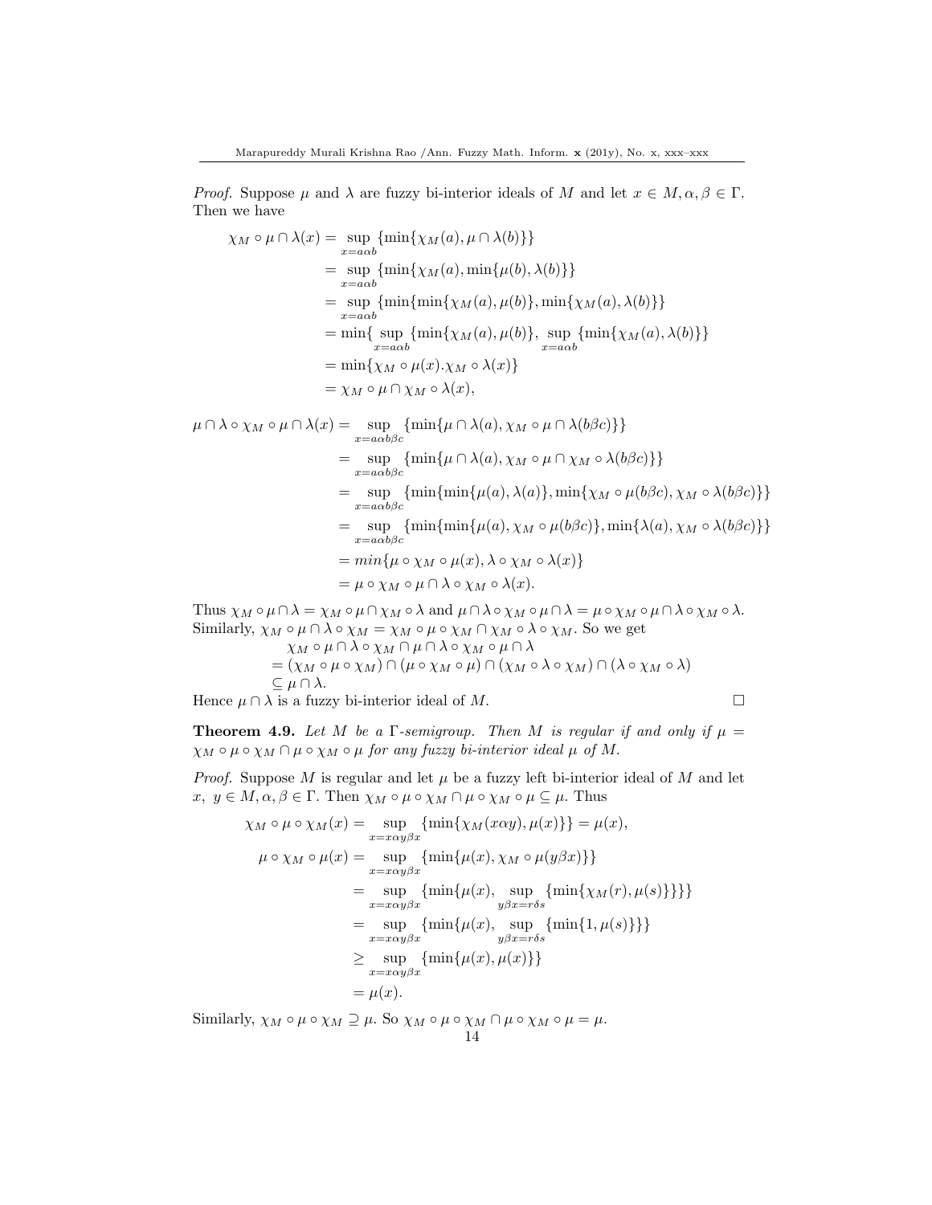*Proof.* Suppose $\mu$ and $\lambda$ are fuzzy bi-interior ideals of $M$ and let $x \in M, \alpha, \beta \in \Gamma$. Then we have

$$
\begin{aligned}
\chi_M \circ \mu \cap \lambda(x) &= \sup_{x=a\alpha b} \{\min\{\chi_M(a), \mu \cap \lambda(b)\}\} \\
&= \sup_{x=a\alpha b} \{\min\{\chi_M(a), \min\{\mu(b), \lambda(b)\}\} \\
&= \sup_{x=a\alpha b} \{\min\{\min\{\chi_M(a), \mu(b)\}, \min\{\chi_M(a), \lambda(b)\}\} \\
&= \min\{\sup_{x=a\alpha b} \{\min\{\chi_M(a), \mu(b)\}, \sup_{x=a\alpha b} \{\min\{\chi_M(a), \lambda(b)\}\} \\
&= \min\{\chi_M \circ \mu(x). \chi_M \circ \lambda(x)\} \\
&= \chi_M \circ \mu \cap \chi_M \circ \lambda(x),
\end{aligned}
$$

$$
\begin{aligned}
\mu \cap \lambda \circ \chi_M \circ \mu \cap \lambda(x) &= \sup_{x=a\alpha b\beta c} \{\min\{\mu \cap \lambda(a), \chi_M \circ \mu \cap \lambda(b\beta c)\}\} \\
&= \sup_{x=a\alpha b\beta c} \{\min\{\mu \cap \lambda(a), \chi_M \circ \mu \cap \chi_M \circ \lambda(b\beta c)\}\} \\
&= \sup_{x=a\alpha b\beta c} \{\min\{\min\{\mu(a), \lambda(a)\}, \min\{\chi_M \circ \mu(b\beta c), \chi_M \circ \lambda(b\beta c)\}\} \\
&= \sup_{x=a\alpha b\beta c} \{\min\{\min\{\mu(a), \chi_M \circ \mu(b\beta c)\}, \min\{\lambda(a), \chi_M \circ \lambda(b\beta c)\}\} \\
&= min\{\mu \circ \chi_M \circ \mu(x), \lambda \circ \chi_M \circ \lambda(x)\} \\
&= \mu \circ \chi_M \circ \mu \cap \lambda \circ \chi_M \circ \lambda(x).
\end{aligned}
$$

Thus $\chi_M \circ \mu \cap \lambda = \chi_M \circ \mu \cap \chi_M \circ \lambda$ and $\mu \cap \lambda \circ \chi_M \circ \mu \cap \lambda = \mu \circ \chi_M \circ \mu \cap \lambda \circ \chi_M \circ \lambda$. Similarly, $\chi_M \circ \mu \cap \lambda \circ \chi_M = \chi_M \circ \mu \circ \chi_M \cap \chi_M \circ \lambda \circ \chi_M$. So we get

$$
\begin{aligned}
&\chi_M \circ \mu \cap \lambda \circ \chi_M \cap \mu \cap \lambda \circ \chi_M \circ \mu \cap \lambda \\
&= (\chi_M \circ \mu \circ \chi_M) \cap (\mu \circ \chi_M \circ \mu) \cap (\chi_M \circ \lambda \circ \chi_M) \cap (\lambda \circ \chi_M \circ \lambda) \\
&\subseteq \mu \cap \lambda.
\end{aligned}
$$

Hence $\mu \cap \lambda$ is a fuzzy bi-interior ideal of $M$. □

**Theorem 4.9.** *Let $M$ be a $\Gamma$-semigroup. Then $M$ is regular if and only if $\mu = \chi_M \circ \mu \circ \chi_M \cap \mu \circ \chi_M \circ \mu$ for any fuzzy bi-interior ideal $\mu$ of $M$.*

*Proof.* Suppose $M$ is regular and let $\mu$ be a fuzzy left bi-interior ideal of $M$ and let $x, \ y \in M, \alpha, \beta \in \Gamma$. Then $\chi_M \circ \mu \circ \chi_M \cap \mu \circ \chi_M \circ \mu \subseteq \mu$. Thus

$$
\begin{aligned}
\chi_M \circ \mu \circ \chi_M(x) &= \sup_{x=x\alpha y\beta x} \{\min\{\chi_M(x\alpha y), \mu(x)\}\} = \mu(x), \\
\mu \circ \chi_M \circ \mu(x) &= \sup_{x=x\alpha y\beta x} \{\min\{\mu(x), \chi_M \circ \mu(y\beta x)\}\} \\
&= \sup_{x=x\alpha y\beta x} \{\min\{\mu(x), \sup_{y\beta x=r\delta s} \{\min\{\chi_M(r), \mu(s)\}\}\}\} \\
&= \sup_{x=x\alpha y\beta x} \{\min\{\mu(x), \sup_{y\beta x=r\delta s} \{\min\{1, \mu(s)\}\}\} \\
&\geq \sup_{x=x\alpha y\beta x} \{\min\{\mu(x), \mu(x)\}\} \\
&= \mu(x).
\end{aligned}
$$

Similarly, $\chi_M \circ \mu \circ \chi_M \supseteq \mu$. So $\chi_M \circ \mu \circ \chi_M \cap \mu \circ \chi_M \circ \mu = \mu$.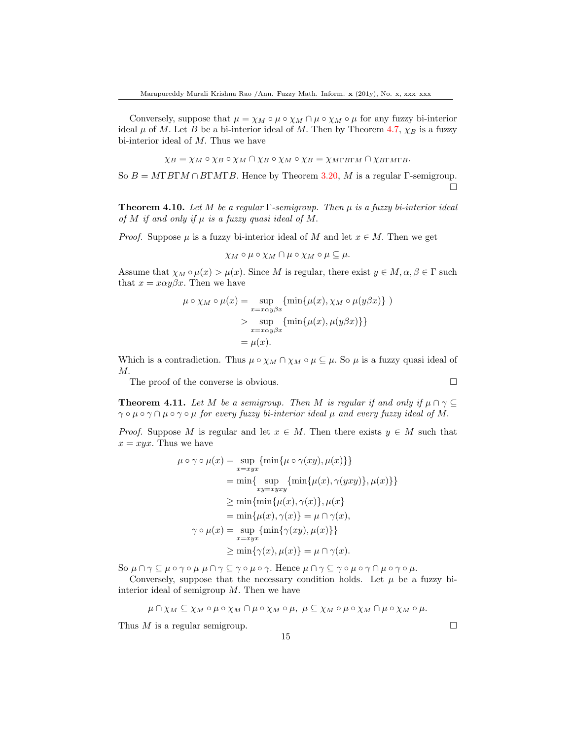Conversely, suppose that $\mu = \chi_M \circ \mu \circ \chi_M \cap \mu \circ \chi_M \circ \mu$ for any fuzzy bi-interior ideal $\mu$ of $M$. Let $B$ be a bi-interior ideal of $M$. Then by Theorem 4.7, $\chi_B$ is a fuzzy bi-interior ideal of $M$. Thus we have

$$\chi_B = \chi_M \circ \chi_B \circ \chi_M \cap \chi_B \circ \chi_M \circ \chi_B = \chi_{M\Gamma B\Gamma M} \cap \chi_{B\Gamma M\Gamma B}.$$

So $B = M\Gamma B\Gamma M \cap B\Gamma M\Gamma B$. Hence by Theorem 3.20, $M$ is a regular $\Gamma$-semigroup. □

**Theorem 4.10.** *Let $M$ be a regular $\Gamma$-semigroup. Then $\mu$ is a fuzzy bi-interior ideal of $M$ if and only if $\mu$ is a fuzzy quasi ideal of $M$.*

*Proof.* Suppose $\mu$ is a fuzzy bi-interior ideal of $M$ and let $x \in M$. Then we get

$$\chi_M \circ \mu \circ \chi_M \cap \mu \circ \chi_M \circ \mu \subseteq \mu.$$

Assume that $\chi_M \circ \mu(x) > \mu(x)$. Since $M$ is regular, there exist $y \in M, \alpha, \beta \in \Gamma$ such that $x = x\alpha y\beta x$. Then we have

$$\begin{aligned}
\mu \circ \chi_M \circ \mu(x) &= \sup_{x=x\alpha y\beta x} \{\min\{\mu(x), \chi_M \circ \mu(y\beta x)\}\ ) \\
&> \sup_{x=x\alpha y\beta x} \{\min\{\mu(x), \mu(y\beta x)\}\} \\
&= \mu(x).
\end{aligned}$$

Which is a contradiction. Thus $\mu \circ \chi_M \cap \chi_M \circ \mu \subseteq \mu$. So $\mu$ is a fuzzy quasi ideal of $M$.

The proof of the converse is obvious. □

**Theorem 4.11.** *Let $M$ be a semigroup. Then $M$ is regular if and only if $\mu \cap \gamma \subseteq \gamma \circ \mu \circ \gamma \cap \mu \circ \gamma \circ \mu$ for every fuzzy bi-interior ideal $\mu$ and every fuzzy ideal of $M$.*

*Proof.* Suppose $M$ is regular and let $x \in M$. Then there exists $y \in M$ such that $x = xyx$. Thus we have

$$\begin{aligned}
\mu \circ \gamma \circ \mu(x) &= \sup_{x=xyx} \{\min\{\mu \circ \gamma(xy), \mu(x)\}\} \\
&= \min\{\sup_{xy=xyxy} \{\min\{\mu(x), \gamma(yxy)\}, \mu(x)\}\} \\
&\geq \min\{\min\{\mu(x), \gamma(x)\}, \mu(x)\} \\
&= \min\{\mu(x), \gamma(x)\} = \mu \cap \gamma(x), \\
\gamma \circ \mu(x) &= \sup_{x=xyx} \{\min\{\gamma(xy), \mu(x)\}\} \\
&\geq \min\{\gamma(x), \mu(x)\} = \mu \cap \gamma(x).
\end{aligned}$$

So $\mu \cap \gamma \subseteq \mu \circ \gamma \circ \mu$ $\mu \cap \gamma \subseteq \gamma \circ \mu \circ \gamma$. Hence $\mu \cap \gamma \subseteq \gamma \circ \mu \circ \gamma \cap \mu \circ \gamma \circ \mu$.

Conversely, suppose that the necessary condition holds. Let $\mu$ be a fuzzy bi-interior ideal of semigroup $M$. Then we have

$$\mu \cap \chi_M \subseteq \chi_M \circ \mu \circ \chi_M \cap \mu \circ \chi_M \circ \mu,\ \mu \subseteq \chi_M \circ \mu \circ \chi_M \cap \mu \circ \chi_M \circ \mu.$$

Thus $M$ is a regular semigroup. □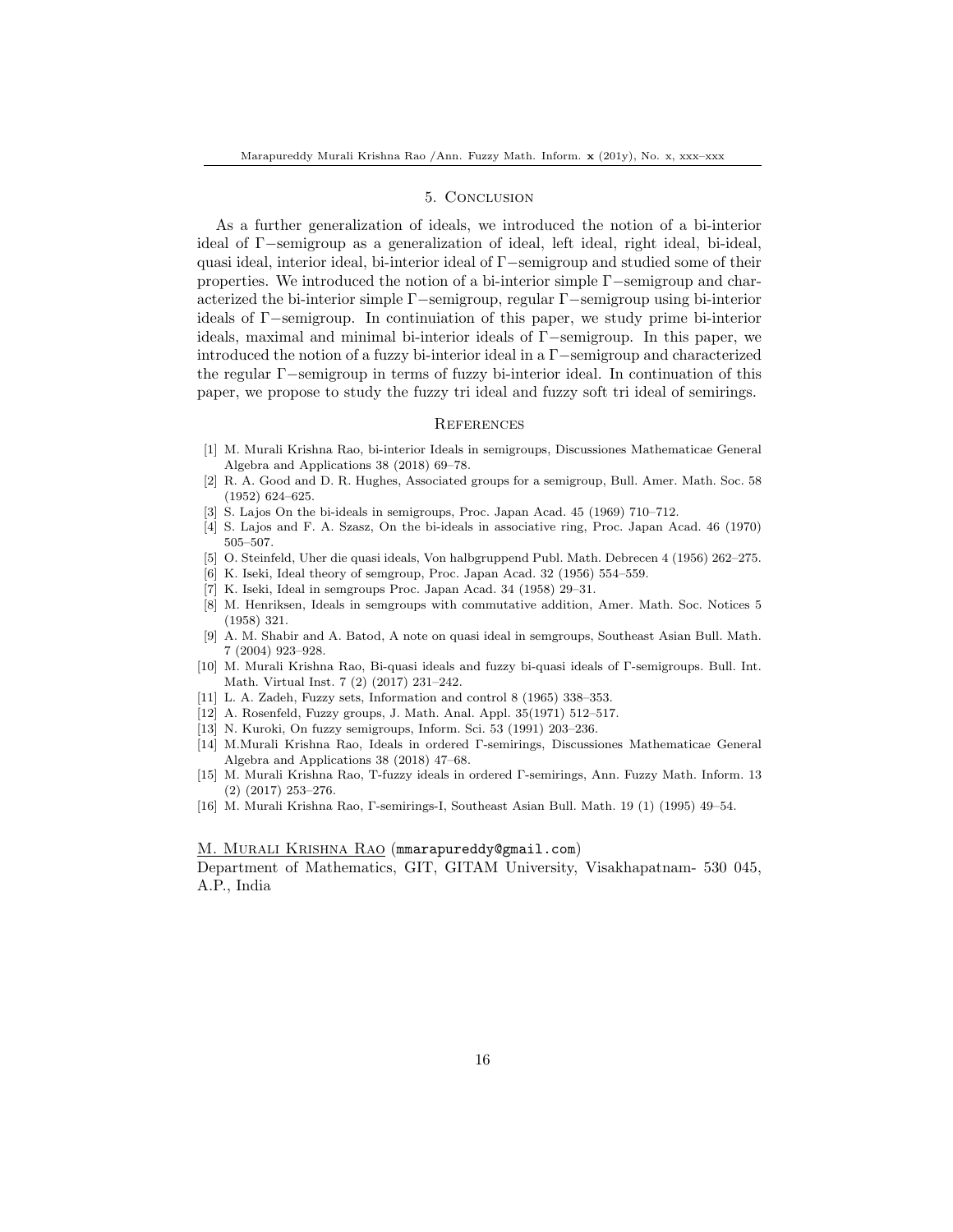## 5. Conclusion

As a further generalization of ideals, we introduced the notion of a bi-interior ideal of $\Gamma-$semigroup as a generalization of ideal, left ideal, right ideal, bi-ideal, quasi ideal, interior ideal, bi-interior ideal of $\Gamma-$semigroup and studied some of their properties. We introduced the notion of a bi-interior simple $\Gamma-$semigroup and characterized the bi-interior simple $\Gamma-$semigroup, regular $\Gamma-$semigroup using bi-interior ideals of $\Gamma-$semigroup. In continuiation of this paper, we study prime bi-interior ideals, maximal and minimal bi-interior ideals of $\Gamma-$semigroup. In this paper, we introduced the notion of a fuzzy bi-interior ideal in a $\Gamma-$semigroup and characterized the regular $\Gamma-$semigroup in terms of fuzzy bi-interior ideal. In continuation of this paper, we propose to study the fuzzy tri ideal and fuzzy soft tri ideal of semirings.

## References

[1] M. Murali Krishna Rao, bi-interior Ideals in semigroups, Discussiones Mathematicae General Algebra and Applications 38 (2018) 69–78.

[2] R. A. Good and D. R. Hughes, Associated groups for a semigroup, Bull. Amer. Math. Soc. 58 (1952) 624–625.

[3] S. Lajos On the bi-ideals in semigroups, Proc. Japan Acad. 45 (1969) 710–712.

[4] S. Lajos and F. A. Szasz, On the bi-ideals in associative ring, Proc. Japan Acad. 46 (1970) 505–507.

[5] O. Steinfeld, Uher die quasi ideals, Von halbgruppend Publ. Math. Debrecen 4 (1956) 262–275.

[6] K. Iseki, Ideal theory of semgroup, Proc. Japan Acad. 32 (1956) 554–559.

[7] K. Iseki, Ideal in semgroups Proc. Japan Acad. 34 (1958) 29–31.

[8] M. Henriksen, Ideals in semgroups with commutative addition, Amer. Math. Soc. Notices 5 (1958) 321.

[9] A. M. Shabir and A. Batod, A note on quasi ideal in semgroups, Southeast Asian Bull. Math. 7 (2004) 923–928.

[10] M. Murali Krishna Rao, Bi-quasi ideals and fuzzy bi-quasi ideals of Γ-semigroups. Bull. Int. Math. Virtual Inst. 7 (2) (2017) 231–242.

[11] L. A. Zadeh, Fuzzy sets, Information and control 8 (1965) 338–353.

[12] A. Rosenfeld, Fuzzy groups, J. Math. Anal. Appl. 35(1971) 512–517.

[13] N. Kuroki, On fuzzy semigroups, Inform. Sci. 53 (1991) 203–236.

[14] M.Murali Krishna Rao, Ideals in ordered Γ-semirings, Discussiones Mathematicae General Algebra and Applications 38 (2018) 47–68.

[15] M. Murali Krishna Rao, T-fuzzy ideals in ordered Γ-semirings, Ann. Fuzzy Math. Inform. 13 (2) (2017) 253–276.

[16] M. Murali Krishna Rao, Γ-semirings-I, Southeast Asian Bull. Math. 19 (1) (1995) 49–54.

M. Murali Krishna Rao (mmarapureddy@gmail.com)
Department of Mathematics, GIT, GITAM University, Visakhapatnam- 530 045, A.P., India